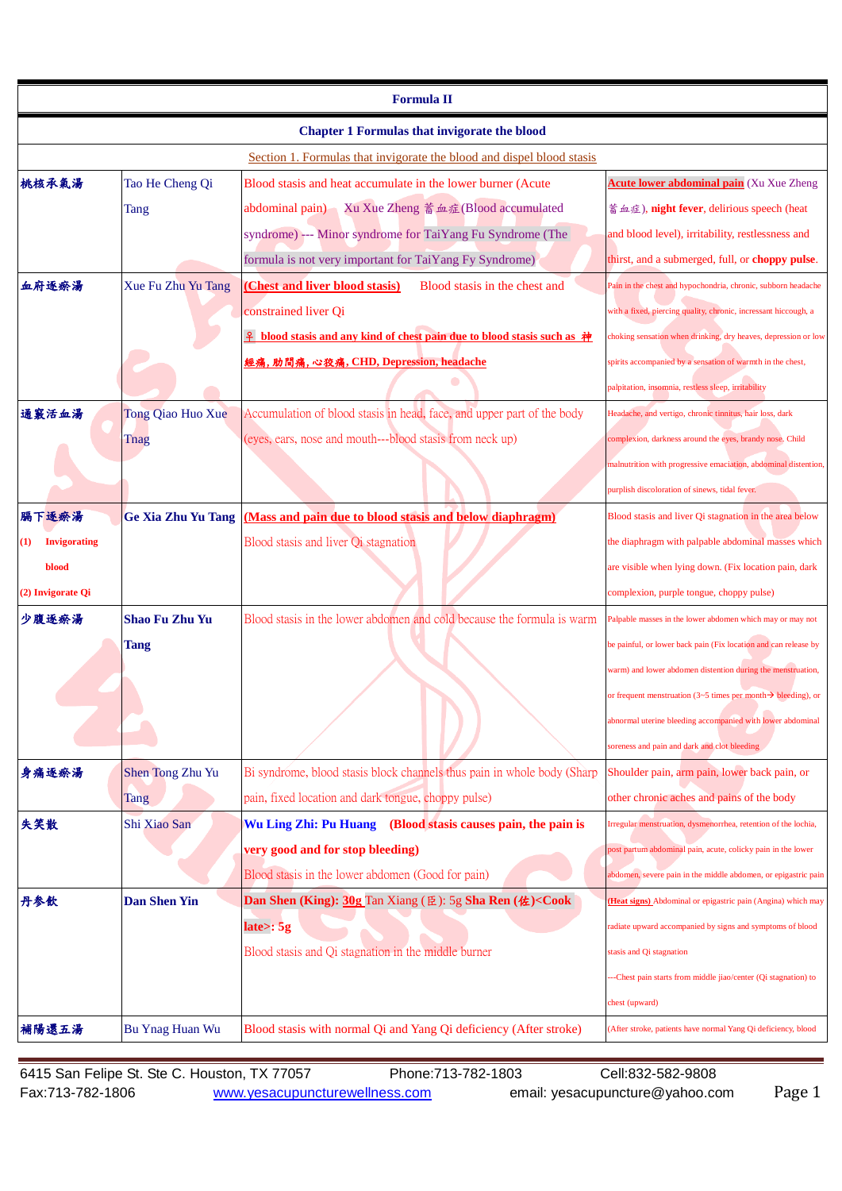# Formula II

## Chapter 1 Formulas that invigorate the blood

### Section 1. Formulas that invigorate the blood and dispel blood stasis

| | | | |
|---|---|---|---|
| 桃核承氣湯 | Tao He Cheng Qi Tang | Blood stasis and heat accumulate in the lower burner (Acute abdominal pain) Xu Xue Zheng 蓄血症(Blood accumulated syndrome) --- Minor syndrome for TaiYang Fu Syndrome (The formula is not very important for TaiYang Fy Syndrome) | **Acute lower abdominal pain** (Xu Xue Zheng 蓄血症), **night fever**, delirious speech (heat and blood level), irritability, restlessness and thirst, and a submerged, full, or **choppy pulse**. |
| 血府逐瘀湯 | Xue Fu Zhu Yu Tang | **(Chest and liver blood stasis)** Blood stasis in the chest and constrained liver Qi **♀ blood stasis and any kind of chest pain due to blood stasis such as 神經痛, 肋間痛, 心絞痛, CHD, Depression, headache** | Pain in the chest and hypochondria, chronic, subborn headache with a fixed, piercing quality, chronic, incressant hiccough, a choking sensation when drinking, dry heaves, depression or low spirits accompanied by a sensation of warmth in the chest, palpitation, insomnia, restless sleep, irritability |
| 通竅活血湯 | Tong Qiao Huo Xue Tnag | Accumulation of blood stasis in head, face, and upper part of the body (eyes, ears, nose and mouth---blood stasis from neck up) | Headache, and vertigo, chronic tinnitus, hair loss, dark complexion, darkness around the eyes, brandy nose. Child malnutrition with progressive emaciation, abdominal distention, purplish discoloration of sinews, tidal fever. |
| 膈下逐瘀湯 **(1) Invigorating blood (2) Invigorate Qi** | **Ge Xia Zhu Yu Tang** | **(Mass and pain due to blood stasis and below diaphragm)** Blood stasis and liver Qi stagnation | Blood stasis and liver Qi stagnation in the area below the diaphragm with palpable abdominal masses which are visible when lying down. (Fix location pain, dark complexion, purple tongue, choppy pulse) |
| 少腹逐瘀湯 | **Shao Fu Zhu Yu Tang** | Blood stasis in the lower abdomen and cold because the formula is warm | Palpable masses in the lower abdomen which may or may not be painful, or lower back pain (Fix location and can release by warm) and lower abdomen distention during the menstruation, or frequent menstruation (3~5 times per month→ bleeding), or abnormal uterine bleeding accompanied with lower abdominal soreness and pain and dark and clot bleeding |
| 身痛逐瘀湯 | Shen Tong Zhu Yu Tang | Bi syndrome, blood stasis block channels thus pain in whole body (Sharp pain, fixed location and dark tongue, choppy pulse) | Shoulder pain, arm pain, lower back pain, or other chronic aches and pains of the body |
| 失笑散 | Shi Xiao San | **Wu Ling Zhi: Pu Huang (Blood stasis causes pain, the pain is very good and for stop bleeding)** Blood stasis in the lower abdomen (Good for pain) | Irregular menstruation, dysmenorrhea, retention of the lochia, post partum abdominal pain, acute, colicky pain in the lower abdomen, severe pain in the middle abdomen, or epigastric pain |
| 丹參飲 | **Dan Shen Yin** | **Dan Shen (King): 30g** Tan Xiang (臣): 5g **Sha Ren (佐)<Cook late>: 5g** Blood stasis and Qi stagnation in the middle burner | **(Heat signs)** Abdominal or epigastric pain (Angina) which may radiate upward accompanied by signs and symptoms of blood stasis and Qi stagnation ---Chest pain starts from middle jiao/center (Qi stagnation) to chest (upward) |
| 補陽還五湯 | Bu Ynag Huan Wu | Blood stasis with normal Qi and Yang Qi deficiency (After stroke) | (After stroke, patients have normal Yang Qi deficiency, blood |

6415 San Felipe St. Ste C. Houston, TX 77057 Phone:713-782-1803 Cell:832-582-9808
Fax:713-782-1806 www.yesacupuncturewellness.com email: yesacupuncture@yahoo.com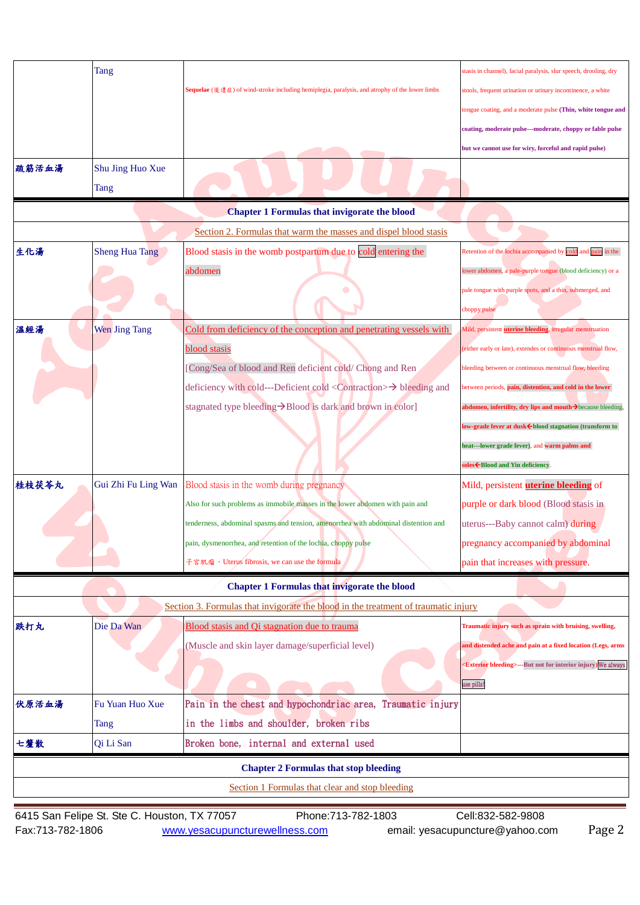| | | | |
|---|---|---|---|
| | Tang | **Sequelae** (後遺症) of wind-stroke including hemiplegia, paralysis, and atrophy of the lower limbs | stasis in channel), facial paralysis, slur speech, drooling, dry stools, frequent urination or urinary incontinence, a white tongue coating, and a moderate pulse **(Thin, white tongue and coating, moderate pulse---moderate, choppy or fable pulse but we cannot use for wiry, forceful and rapid pulse)** |
| 疏筋活血湯 | Shu Jing Huo Xue Tang | | |
| **Chapter 1 Formulas that invigorate the blood** | | | |
| Section 2. Formulas that warm the masses and dispel blood stasis | | | |
| 生化湯 | Sheng Hua Tang | Blood stasis in the womb postpartum due to cold entering the abdomen | Retention of the lochia accompanied by cold and pain in the lower abdomen, a pale-purple tongue (blood deficiency) or a pale tongue with purple spots, and a thin, submerged, and choppy pulse |
| 温經湯 | Wen Jing Tang | Cold from deficiency of the conception and penetrating vessels with blood stasis<br>[Cong/Sea of blood and Ren deficient cold/ Chong and Ren deficiency with cold---Deficient cold <Contraction>→ bleeding and stagnated type bleeding→Blood is dark and brown in color] | Mild, persistent **uterine bleeding**, irregular menstruation (either early or late), extendes or continuous menstrual flow, bleeding between or continuous menstrual flow, bleeding between periods, **pain, distention, and cold in the lower abdomen, infertility, dry lips and mouth**→because bleeding, **low-grade fever at dusk←blood stagnation (transform to heat---lower grade fever)**, and **warm palms and soles←Blood and Yin deficiency**. |
| 桂枝茯苓丸 | Gui Zhi Fu Ling Wan | Blood stasis in the womb during pregnancy<br>Also for such problems as immobile masses in the lower abdomen with pain and tenderness, abdominal spasms and tension, amenorrhea with abdominal distention and pain, dysmenorrhea, and retention of the lochia, choppy pulse<br>子宮肌瘤、Uterus fibrosis, we can use the formula | Mild, persistent **uterine bleeding** of purple or dark blood (Blood stasis in uterus---Baby cannot calm) during pregnancy accompanied by abdominal pain that increases with pressure. |
| **Chapter 1 Formulas that invigorate the blood** | | | |
| Section 3. Formulas that invigorate the blood in the treatment of traumatic injury | | | |
| 跌打丸 | Die Da Wan | Blood stasis and Qi stagnation due to trauma<br>(Muscle and skin layer damage/superficial level) | **Traumatic injury such as sprain with bruising, swelling, and distended ache and pain at a fixed location (Legs, arms <Exterior bleeding>---But not for interior injury)** We always use pills! |
| 伏原活血湯 | Fu Yuan Huo Xue Tang | Pain in the chest and hypochondriac area, Traumatic injury in the limbs and shoulder, broken ribs | |
| 七釐散 | Qi Li San | Broken bone, internal and external used | |
| **Chapter 2 Formulas that stop bleeding** | | | |
| Section 1 Formulas that clear and stop bleeding | | | |

6415 San Felipe St. Ste C. Houston, TX 77057 Phone:713-782-1803 Cell:832-582-9808
Fax:713-782-1806 www.yesacupuncturewellness.com email: yesacupuncture@yahoo.com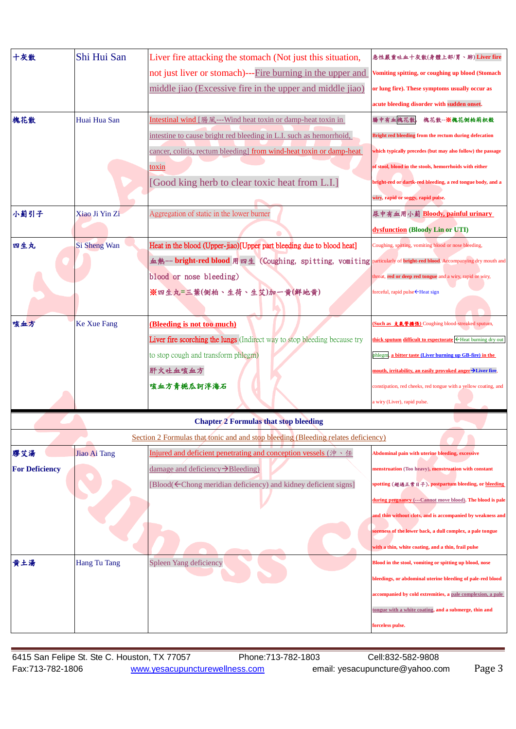| | | | |
|---|---|---|---|
| 十灰散 | Shi Hui San | Liver fire attacking the stomach (Not just this situation, not just liver or stomach)---Fire burning in the upper and middle jiao (Excessive fire in the upper and middle jiao) | 急性嚴重吐血十灰散(身體上部/胃、肺) Liver fire Vomiting spitting, or coughing up blood (Stomach or lung fire). These symptoms usually occur as acute bleeding disorder with sudden onset. |
| 槐花散 | Huai Hua San | Intestinal wind [腸風---Wind heat toxin or damp-heat toxin in intestine to cause bright red bleeding in L.I. such as hemorrhoid, cancer, colitis, rectum bleeding] from wind-heat toxin or damp-heat toxin<br>[Good king herb to clear toxic heat from L.I.] | 腸中有血槐花散, 槐花散--※槐花側柏荊枳殼 Bright red bleeding from the rectum during defecation which typically precedes (but may also follow) the passage of stool, blood in the stools, hemorrhoids with either bright-red or dartk-red bleeding, a red tongue body, and a wiry, rapid or soggy, rapid pulse. |
| 小薊引子 | Xiao Ji Yin Zi | Aggregation of static in the lower burner | 尿中有血用小薊 Bloody, painful urinary dysfunction (Bloody Lin or UTI) |
| 四生丸 | Si Sheng Wan | Heat in the blood (Upper-jiao)[Upper part bleeding due to blood heat]<br>血熱-- bright-red blood 用四生 (Coughing, spitting, vomiting blood or nose bleeding)<br>※四生丸=三葉(側柏、生荷、生艾)加一黃(鮮地黃) | Coughing, spitting, vomiting blood or nose bleeding, particularly of bright-red blood. Accompanying dry mouth and throat, red or deep red tongue and a wiry, rapid or wiry, forceful, rapid pulse←Heat sign |
| 咳血方 | Ke Xue Fang | (Bleeding is not too much)<br>Liver fire scorching the lungs (Indirect way to stop bleeding because try to stop cough and transform phlegm)<br>肝火吐血咳血方<br>咳血方青梔瓜訶浮海石 | (Such as 支氣管擴張) Coughing blood-streaked sputum, thick sputum difficult to expectorate (←Heat burning dry out phlegm), a bitter taste (Liver burning up GB-fire) in the mouth, irritability, an easily provoked anger→Liver fire, constipation, red cheeks, red tongue with a yellow coating, and a wiry (Liver), rapid pulse. |

## Chapter 2 Formulas that stop bleeding

Section 2 Formulas that tonic and and stop bleeding (Bleeding relates deficiency)

| | | | |
|---|---|---|---|
| 膠艾湯<br>**For Deficiency** | Jiao Ai Tang | Injured and deficient penetrating and conception vessels (沖、任 damage and deficiency→Bleeding)<br>[Blood(←Chong meridian deficiency) and kidney deficient signs] | Abdominal pain with uterine bleeding, excessive menstruation (Too heavy), menstruation with constant spotting (超過正常日子), postpartum bleeding, or bleeding during pregnancy (---Cannot move blood). The blood is pale and thin without clots, and is accompanied by weakness and soreness of the lower back, a dull complex, a pale tongue with a thin, white coating, and a thin, frail pulse |
| 黃土湯 | Hang Tu Tang | Spleen Yang deficiency | Blood in the stool, vomiting or spitting up blood, nose bleedings, or abdominal uterine bleeding of pale-red blood accompanied by cold extremities, a pale complexion, a pale tongue with a white coating, and a submerge, thin and forceless pulse. |

6415 San Felipe St. Ste C. Houston, TX 77057 Phone:713-782-1803 Cell:832-582-9808
Fax:713-782-1806 www.yesacupuncturewellness.com email: yesacupuncture@yahoo.com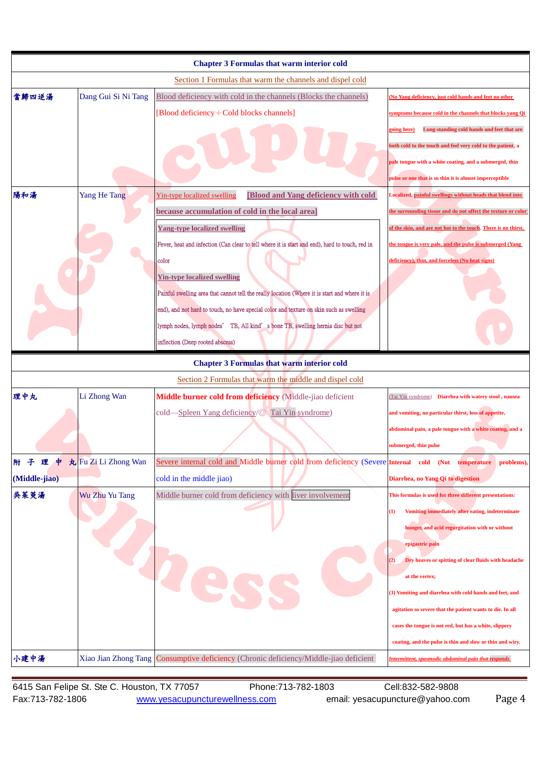| | | | |
|---|---|---|---|
| **Chapter 3 Formulas that warm interior cold** | | | |
| Section 1 Formulas that warm the channels and dispel cold | | | |
| 當歸四逆湯 | Dang Gui Si Ni Tang | Blood deficiency with cold in the channels (Blocks the channels)<br>[Blood deficiency＋Cold blocks channels] | (No Yang deficiency, just cold hands and feet no other symptoms because cold in the channels that blocks yang Qi going here) **Long-standing cold hands and feet that are both cold to the touch and feel very cold to the patient, a pale tongue with a white coating, and a submerged, thin pulse or one that is so thin it is almost imperceptible** |
| 陽和湯 | Yang He Tang | Yin-type localized swelling **[Blood and Yang deficiency with cold because accumulation of cold in the local area]**<br>**Yang-type localized swelling**<br>Fever, heat and infection (Can clear to tell where it is start and end), hard to touch, red in color<br>**Yin-type localized swelling**<br>Painful swelling area that cannot tell the really location (Where it is start and where it is end), and not hard to touch, no have special color and texture on skin such as swelling lymph nodes, lymph nodes' TB, All kind's bone TB, swelling hernia disc but not inflection (Deep rooted abscess) | **Localized, painful swellings without heads that blend into the surrounding tissue and do not affect the texture or color of the skin, and are not hot to the touch. There is no thirst, the tongue is very pale, and the pulse is submerged (Yang deficiency), thin, and forceless (No heat signs)** |
| **Chapter 3 Formulas that warm interior cold** | | | |
| Section 2 Formulas that warm the middle and dispel cold | | | |
| 理中丸 | Li Zhong Wan | **Middle burner cold from deficiency** (Middle-jiao deficient cold—Spleen Yang deficiency/◎ Tai Yin syndrome) | (Tai Yin syndrome) **Diarrhea with watery stool , nausea and vomiting, no particular thirst, loss of appetite, abdominal pain, a pale tongue with a white coating, and a submerged, thin pulse** |
| 附子理中丸 **(Middle-jiao)** | Fu Zi Li Zhong Wan | Severe internal cold and Middle burner cold from deficiency (Severe cold in the middle jiao) | **Internal cold (Not temperature problems), Diarrhea, no Yang Qi to digestion** |
| 吳茱萸湯 | Wu Zhu Yu Tang | Middle burner cold from deficiency with liver involvement | **This formulas is used for three different presentations:**<br>**(1) Vomiting immediately after eating, indeterminate hunger, and acid regurgitation with or without epigastric pain**<br>**(2) Dry heaves or spitting of clear fluids with headache at the vertex;**<br>**(3) Vomiting and diarrhea with cold hands and feet, and agitation so severe that the patient wants to die. In all cases the tongue is not red, but has a white, slippery coating, and the pulse is thin and slow or thin and wiry.** |
| 小建中湯 | Xiao Jian Zhong Tang | Consumptive deficiency (Chronic deficiency/Middle-jiao deficient | ***Intermittent, spasmodic abdominal pain that responds*** |

6415 San Felipe St. Ste C. Houston, TX 77057 Phone:713-782-1803 Cell:832-582-9808
Fax:713-782-1806 www.yesacupuncturewellness.com email: yesacupuncture@yahoo.com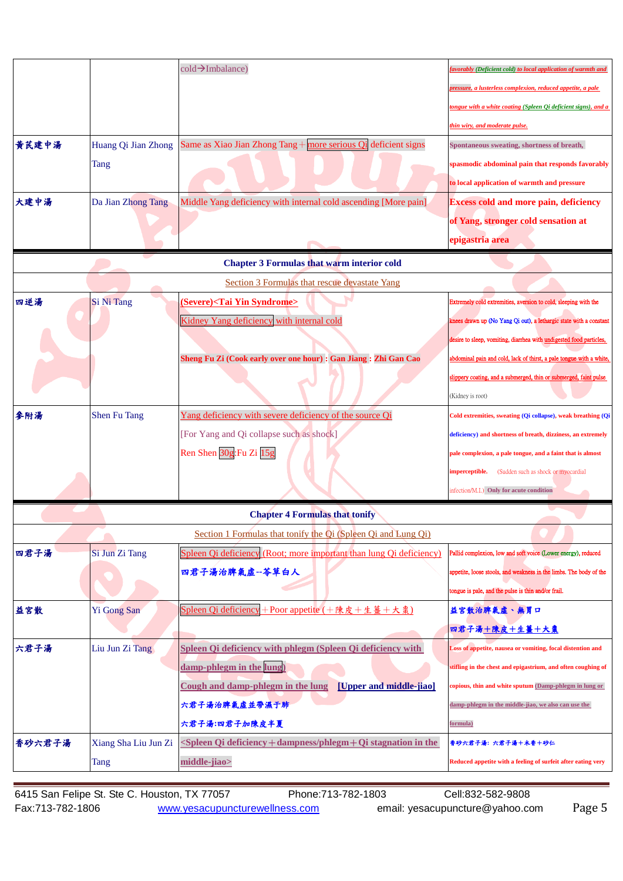| | | | |
|---|---|---|---|
| | | cold→Imbalance) | favorably (Deficient cold) to local application of warmth and pressure, a lusterless complexion, reduced appetite, a pale tongue with a white coating (Spleen Qi deficient signs), and a thin wiry, and moderate pulse. |
| 黃芪建中湯 | Huang Qi Jian Zhong Tang | Same as Xiao Jian Zhong Tang＋more serious Qi deficient signs | Spontaneous sweating, shortness of breath, spasmodic abdominal pain that responds favorably to local application of warmth and pressure |
| 大建中湯 | Da Jian Zhong Tang | Middle Yang deficiency with internal cold ascending [More pain] | **Excess cold and more pain, deficiency of Yang, stronger cold sensation at epigastria area** |

**Chapter 3 Formulas that warm interior cold**

Section 3 Formulas that rescue devastate Yang

| | | | |
|---|---|---|---|
| 四逆湯 | Si Ni Tang | **(Severe)<Tai Yin Syndrome>**<br>Kidney Yang deficiency with internal cold<br><br>**Sheng Fu Zi (Cook early over one hour) : Gan Jiang : Zhi Gan Cao** | Extremely cold extremities, aversion to cold, sleeping with the knees drawn up (No Yang Qi out), a lethargic state with a constant desire to sleep, vomiting, diarrhea with undigested food particles, abdominal pain and cold, lack of thirst, a pale tongue with a white, slippery coating, and a submerged, thin or submerged, faint pulse<br>(Kidney is root) |
| 參附湯 | Shen Fu Tang | Yang deficiency with severe deficiency of the source Qi<br>[For Yang and Qi collapse such as shock]<br>Ren Shen 30g:Fu Zi 15g | Cold extremities, sweating (Qi collapse), weak breathing (Qi deficiency) and shortness of breath, dizziness, an extremely pale complexion, a pale tongue, and a faint that is almost imperceptible. (Sudden such as shock or myocardial infection/M.I.) Only for acute condition |

**Chapter 4 Formulas that tonify**

Section 1 Formulas that tonify the Qi (Spleen Qi and Lung Qi)

| | | | |
|---|---|---|---|
| 四君子湯 | Si Jun Zi Tang | Spleen Qi deficiency (Root; more important than lung Qi deficiency)<br>四君子湯治脾氣虛--苓草白人 | Pallid complexion, low and soft voice (Lower energy), reduced appetite, loose stools, and weakness in the limbs. The body of the tongue is pale, and the pulse is thin and/or frail. |
| 益宮散 | Yi Gong San | Spleen Qi deficiency＋Poor appetite (＋陳皮＋生薑＋大棗) | 益宮散治脾氣虛、無胃口<br>四君子湯＋陳皮＋生薑＋大棗 |
| 六君子湯 | Liu Jun Zi Tang | **Spleen Qi deficiency with phlegm (Spleen Qi deficiency with damp-phlegm in the lung)**<br>**Cough and damp-phlegm in the lung [Upper and middle-jiao]**<br>六君子湯治脾氣虛並帶濕于肺<br>六君子湯:四君子加陳皮半夏 | **Loss of appetite, nausea or vomiting, focal distention and stifling in the chest and epigastrium, and often coughing of copious, thin and white sputum (Damp-phlegm in lung or damp-phlegm in the middle-jiao, we also can use the formula)** |
| 香砂六君子湯 | Xiang Sha Liu Jun Zi Tang | **<Spleen Qi deficiency＋dampness/phlegm＋Qi stagnation in the middle-jiao>** | 香砂六君子湯: 六君子湯＋木香＋砂仁<br>**Reduced appetite with a feeling of surfeit after eating very** |

6415 San Felipe St. Ste C. Houston, TX 77057 Phone:713-782-1803 Cell:832-582-9808
Fax:713-782-1806 www.yesacupuncturewellness.com email: yesacupuncture@yahoo.com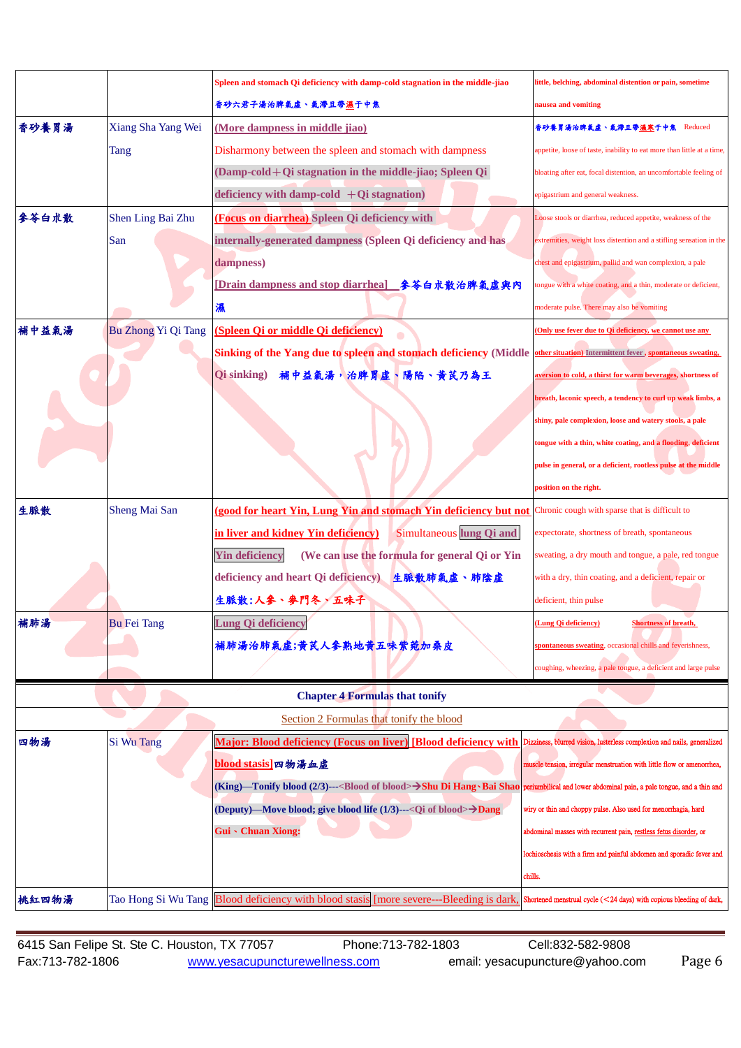| | | | |
|---|---|---|---|
| | | Spleen and stomach Qi deficiency with damp-cold stagnation in the middle-jiao 香砂六君子湯治脾氣虛、氣滯且帶濕于中焦 | little, belching, abdominal distention or pain, sometime nausea and vomiting |
| 香砂養胃湯 | Xiang Sha Yang Wei Tang | (More dampness in middle jiao) Disharmony between the spleen and stomach with dampness (Damp-cold＋Qi stagnation in the middle-jiao; Spleen Qi deficiency with damp-cold ＋Qi stagnation) | 香砂養胃湯治脾氣虛、氣滯且帶濕寒于中焦 Reduced appetite, loose of taste, inability to eat more than little at a time, bloating after eat, focal distention, an uncomfortable feeling of epigastrium and general weakness. |
| 參苓白朮散 | Shen Ling Bai Zhu San | (Focus on diarrhea) Spleen Qi deficiency with internally-generated dampness (Spleen Qi deficiency and has dampness) [Drain dampness and stop diarrhea] 參苓白朮散治脾氣虛與內濕 | Loose stools or diarrhea, reduced appetite, weakness of the extremities, weight loss distention and a stifling sensation in the chest and epigastrium, pallid and wan complexion, a pale tongue with a white coating, and a thin, moderate or deficient, moderate pulse. There may also be vomiting |
| 補中益氣湯 | Bu Zhong Yi Qi Tang | (Spleen Qi or middle Qi deficiency) Sinking of the Yang due to spleen and stomach deficiency (Middle Qi sinking) 補中益氣湯，治脾胃虛、陽陷、黃芪乃為王 | (Only use fever due to Qi deficiency, we cannot use any other situation) Intermittent fever, spontaneous sweating, aversion to cold, a thirst for warm beverages, shortness of breath, laconic speech, a tendency to curl up weak limbs, a shiny, pale complexion, loose and watery stools, a pale tongue with a thin, white coating, and a flooding, deficient pulse in general, or a deficient, rootless pulse at the middle position on the right. |
| 生脈散 | Sheng Mai San | (good for heart Yin, Lung Yin and stomach Yin deficiency but not in liver and kidney Yin deficiency) Simultaneous lung Qi and Yin deficiency (We can use the formula for general Qi or Yin deficiency and heart Qi deficiency) 生脈散肺氣虛、肺陰虛 生脈散:人參、麥門冬、五味子 | Chronic cough with sparse that is difficult to expectorate, shortness of breath, spontaneous sweating, a dry mouth and tongue, a pale, red tongue with a dry, thin coating, and a deficient, repair or deficient, thin pulse |
| 補肺湯 | Bu Fei Tang | Lung Qi deficiency 補肺湯治肺氣虛;黃芪人參熟地黃五味紫菀加桑皮 | (Lung Qi deficiency) Shortness of breath, spontaneous sweating, occasional chills and feverishness, coughing, wheezing, a pale tongue, a deficient and large pulse |
| **Chapter 4 Formulas that tonify** | | | |
| Section 2 Formulas that tonify the blood | | | |
| 四物湯 | Si Wu Tang | Major: Blood deficiency (Focus on liver) [Blood deficiency with blood stasis] 四物湯血虛 (King)—Tonify blood (2/3)---<Blood of blood>→Shu Di Hang、Bai Shao (Deputy)—Move blood; give blood life (1/3)---<Qi of blood>→Dang Gui、Chuan Xiong: | Dizziness, blurred vision, lusterless complexion and nails, generalized muscle tension, irregular menstruation with little flow or amenorrhea, periumbilical and lower abdominal pain, a pale tongue, and a thin and wiry or thin and choppy pulse. Also used for menorrhagia, hard abdominal masses with recurrent pain, restless fetus disorder, or lochioschesis with a firm and painful abdomen and sporadic fever and chills. |
| 桃紅四物湯 | Tao Hong Si Wu Tang | Blood deficiency with blood stasis [more severe---Bleeding is dark, | Shortened menstrual cycle (<24 days) with copious bleeding of dark, |

6415 San Felipe St. Ste C. Houston, TX 77057 Phone:713-782-1803 Cell:832-582-9808
Fax:713-782-1806 www.yesacupuncturewellness.com email: yesacupuncture@yahoo.com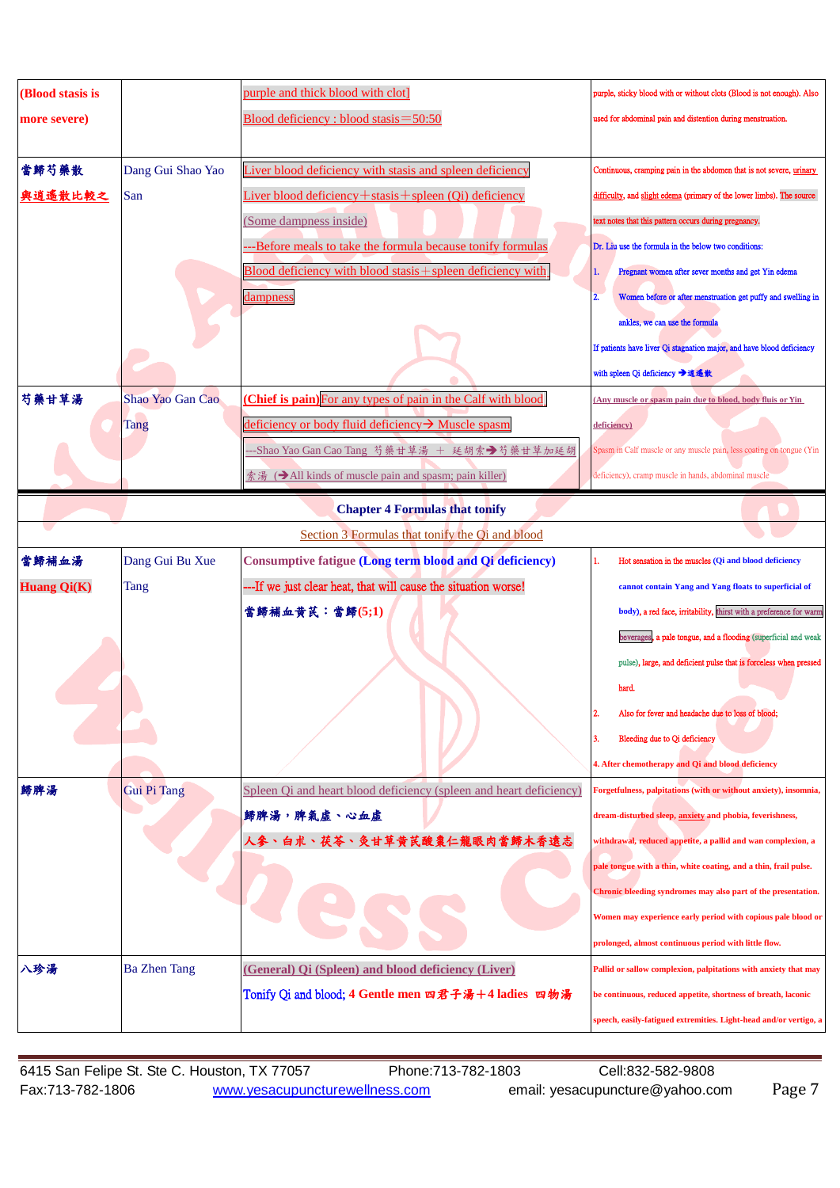| | | | |
|---|---|---|---|
| (Blood stasis is more severe) | | purple and thick blood with clot] Blood deficiency : blood stasis＝50:50 | purple, sticky blood with or without clots (Blood is not enough). Also used for abdominal pain and distention during menstruation. |
| 當歸芍藥散 與逍遙散比較之 | Dang Gui Shao Yao San | Liver blood deficiency with stasis and spleen deficiency Liver blood deficiency＋stasis＋spleen (Qi) deficiency (Some dampness inside) ---Before meals to take the formula because tonify formulas Blood deficiency with blood stasis＋spleen deficiency with dampness | Continuous, cramping pain in the abdomen that is not severe, urinary difficulty, and slight edema (primary of the lower limbs). The source text notes that this pattern occurs during pregnancy. Dr. Liu use the formula in the below two conditions: 1. Pregnant women after sever months and get Yin edema 2. Women before or after menstruation get puffy and swelling in ankles, we can use the formula If patients have liver Qi stagnation major, and have blood deficiency with spleen Qi deficiency →逍遙散 |
| 芍藥甘草湯 | Shao Yao Gan Cao Tang | (Chief is pain) For any types of pain in the Calf with blood deficiency or body fluid deficiency→ Muscle spasm ---Shao Yao Gan Cao Tang 芍藥甘草湯 ＋ 延胡索→芍藥甘草加延胡索湯 (→All kinds of muscle pain and spasm; pain killer) | (Any muscle or spasm pain due to blood, body fluis or Yin deficiency) Spasm in Calf muscle or any muscle pain, less coating on tongue (Yin deficiency), cramp muscle in hands, abdominal muscle |
| **Chapter 4 Formulas that tonify** | | | |
| Section 3 Formulas that tonify the Qi and blood | | | |
| 當歸補血湯 Huang Qi(K) | Dang Gui Bu Xue Tang | **Consumptive fatigue** **(Long term blood and Qi deficiency)** ---If we just clear heat, that will cause the situation worse! **當歸補血黃芪：當歸(5;1)** | 1. Hot sensation in the muscles (Qi and blood deficiency cannot contain Yang and Yang floats to superficial of body), a red face, irritability, thirst with a preference for warm beverages, a pale tongue, and a flooding (superficial and weak pulse), large, and deficient pulse that is forceless when pressed hard. 2. Also for fever and headache due to loss of blood; 3. Bleeding due to Qi deficiency 4. After chemotherapy and Qi and blood deficiency |
| 歸脾湯 | Gui Pi Tang | Spleen Qi and heart blood deficiency (spleen and heart deficiency) **歸脾湯，脾氣虛、心血虛** **人參、白朮、茯苓、炙甘草黃芪酸棗仁龍眼肉當歸木香遠志** | **Forgetfulness, palpitations (with or without anxiety), insomnia, dream-disturbed sleep, anxiety and phobia, feverishness, withdrawal, reduced appetite, a pallid and wan complexion, a pale tongue with a thin, white coating, and a thin, frail pulse. Chronic bleeding syndromes may also part of the presentation. Women may experience early period with copious pale blood or prolonged, almost continuous period with little flow.** |
| 八珍湯 | Ba Zhen Tang | (General) Qi (Spleen) and blood deficiency (Liver) Tonify Qi and blood; **4 Gentle men 四君子湯＋4 ladies 四物湯** | **Pallid or sallow complexion, palpitations with anxiety that may be continuous, reduced appetite, shortness of breath, laconic speech, easily-fatigued extremities. Light-head and/or vertigo, a** |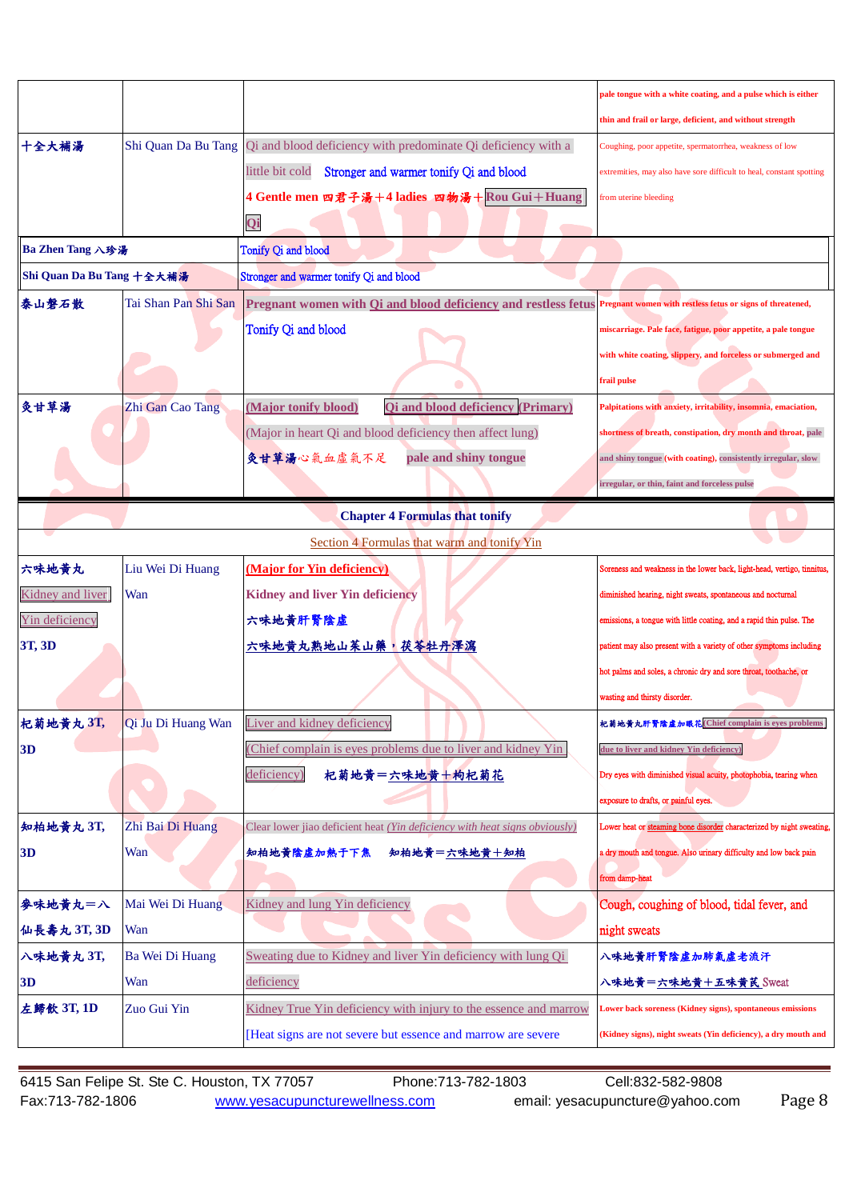| | | | |
|---|---|---|---|
| | | | pale tongue with a white coating, and a pulse which is either thin and frail or large, deficient, and without strength |
| 十全大補湯 | Shi Quan Da Bu Tang | Qi and blood deficiency with predominate Qi deficiency with a little bit cold Stronger and warmer tonify Qi and blood **4 Gentle men 四君子湯＋4 ladies 四物湯＋Rou Gui＋Huang Qi** | Coughing, poor appetite, spermatorrhea, weakness of low extremities, may also have sore difficult to heal, constant spotting from uterine bleeding |
| **Ba Zhen Tang 八珍湯** | | Tonify Qi and blood | |
| **Shi Quan Da Bu Tang 十全大補湯** | | Stronger and warmer tonify Qi and blood | |
| **泰山磐石散** | Tai Shan Pan Shi San | **Pregnant women with Qi and blood deficiency and restless fetus** Tonify Qi and blood | **Pregnant women with restless fetus or signs of threatened, miscarriage. Pale face, fatigue, poor appetite, a pale tongue with white coating, slippery, and forceless or submerged and frail pulse** |
| **炙甘草湯** | Zhi Gan Cao Tang | **(Major tonify blood)** **Qi and blood deficiency (Primary)** (Major in heart Qi and blood deficiency then affect lung) **炙甘草湯**心氣血虛氣不足 **pale and shiny tongue** | **Palpitations with anxiety, irritability, insomnia, emaciation, shortness of breath, constipation, dry month and throat, pale and shiny tongue (with coating), consistently irregular, slow irregular, or thin, faint and forceless pulse** |
| | | **Chapter 4 Formulas that tonify** | |
| | | Section 4 Formulas that warm and tonify Yin | |
| **六味地黃丸** Kidney and liver Yin deficiency **3T, 3D** | Liu Wei Di Huang Wan | **(Major for Yin deficiency)** **Kidney and liver Yin deficiency** **六味地黃肝腎陰虛** **六味地黃丸熟地山茱山藥，茯苓牡丹澤瀉** | Soreness and weakness in the lower back, light-head, vertigo, tinnitus, diminished hearing, night sweats, spontaneous and nocturnal emissions, a tongue with little coating, and a rapid thin pulse. The patient may also present with a variety of other symptoms including hot palms and soles, a chronic dry and sore throat, toothache, or wasting and thirsty disorder. |
| **杞菊地黃丸 3T, 3D** | Qi Ju Di Huang Wan | Liver and kidney deficiency (Chief complain is eyes problems due to liver and kidney Yin deficiency) **杞菊地黃＝六味地黃＋枸杞菊花** | **杞菊地黃丸肝腎陰虛加眼花** **Chief complain is eyes problems due to liver and kidney Yin deficiency** Dry eyes with diminished visual acuity, photophobia, tearing when exposure to drafts, or painful eyes. |
| **知柏地黃丸 3T, 3D** | Zhi Bai Di Huang Wan | Clear lower jiao deficient heat *(Yin deficiency with heat signs obviously)* **知柏地黃陰虛加熱于下焦 知柏地黃＝六味地黃＋知柏** | Lower heat or steaming bone disorder characterized by night sweating, a dry mouth and tongue. Also urinary difficulty and low back pain from damp-heat |
| **麥味地黃丸＝八仙長壽丸 3T, 3D** | Mai Wei Di Huang Wan | Kidney and lung Yin deficiency | Cough, coughing of blood, tidal fever, and night sweats |
| **八味地黃丸 3T, 3D** | Ba Wei Di Huang Wan | Sweating due to Kidney and liver Yin deficiency with lung Qi deficiency | **八味地黃肝腎陰虛加肺氣虛老流汗 八味地黃＝六味地黃＋五味黃芪** Sweat |
| **左歸飲 3T, 1D** | Zuo Gui Yin | Kidney True Yin deficiency with injury to the essence and marrow [Heat signs are not severe but essence and marrow are severe | **Lower back soreness (Kidney signs), spontaneous emissions (Kidney signs), night sweats (Yin deficiency), a dry mouth and** |

6415 San Felipe St. Ste C. Houston, TX 77057 Phone:713-782-1803 Cell:832-582-9808
Fax:713-782-1806 www.yesacupuncturewellness.com email: yesacupuncture@yahoo.com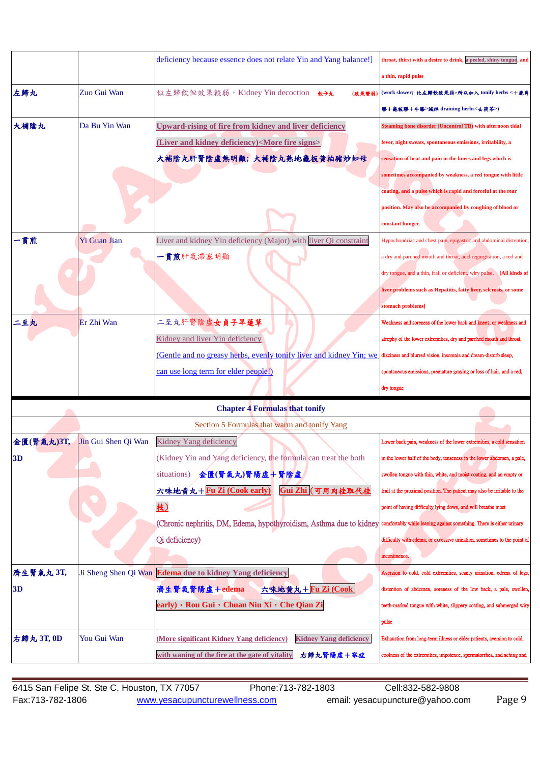| | | | |
|---|---|---|---|
| | | deficiency because essence does not relate Yin and Yang balance!] | throat, thirst with a desire to drink, a peeled, shiny tongue, and a thin, rapid pulse |
| 左歸丸 | Zuo Gui Wan | 似左歸飲但效果較弱，Kidney Yin decoction 飲→丸 (效果變弱) | (work slower; 比左歸飲效果弱，所以加入 tonify herbs <+鹿角膠+龜板膠+牛膝>減掉 draining herbs<去茯苓>) |
| 大補陰丸 | Da Bu Yin Wan | Upward-rising of fire from kidney and liver deficiency (Liver and kidney deficiency)<More fire signs> 大補陰丸肝腎陰虛熱明顯；大補陰丸熟地龜板黃柏豬炒知母 | Steaming bone disorder (Uncontrol TB) with afternoon tidal fever, night sweats, spontaneous emissions, irritability, a sensation of heat and pain in the knees and legs which is sometimes accompanied by weakness, a red tongue with little coating, and a pulse which is rapid and forceful at the rear position. May also be accompanied by coughing of blood or constant hunger. |
| 一貫煎 | Yi Guan Jian | Liver and kidney Yin deficiency (Major) with liver Qi constraint 一貫煎肝氣滯塞明顯 | Hypochondriac and chest pain, epigastric and abdominal distention, a dry and parched mouth and throat, acid regurgitation, a red and dry tongue, and a thin, frail or deficient, wiry pulse. [All kinds of liver problems such as Hepatitis, fatty liver, sclerosis, or some stomach problems] |
| 二至丸 | Er Zhi Wan | 二至丸肝腎陰虛女貞子旱蓮草 Kidney and liver Yin deficiency (Gentle and no greasy herbs, evenly tonify liver and kidney Yin; we can use long term for elder people!) | Weakness and soreness of the lower back and knees, or weakness and atrophy of the lower extremities, dry and parched mouth and throat, dizziness and blurred vision, insomnia and dream-disturb sleep, spontaneous emissions, premature graying or loss of hair, and a red, dry tongue |
| **Chapter 4 Formulas that tonify** | | | |
| Section 5 Formulas that warm and tonify Yang | | | |
| 金匱(腎氣丸)3T, 3D | Jin Gui Shen Qi Wan | Kidney Yang deficiency (Kidney Yin and Yang deficiency, the formula can treat the both situations) 金匱(腎氣丸)腎陽虛＋腎陰虛 六味地黃丸＋Fu Zi (Cook early) Gui Zhi (可用肉桂取代桂枝) (Chronic nephritis, DM, Edema, hypothyroidism, Asthma due to kidney Qi deficiency) | Lower back pain, weakness of the lower extremities, a cold sensation in the lower half of the body, tenseness in the lower abdomen, a pale, swollen tongue with thin, white, and moist coating, and an empty or frail at the proximal position. The patient may also be irritable to the point of having difficulty lying down, and will breathe most comfortably while leaning against something. There is either urinary difficulty with edema, or excessive urination, sometimes to the point of incontinence. |
| 濟生腎氣丸 3T, 3D | Ji Sheng Shen Qi Wan | Edema due to kidney Yang deficiency 濟生腎氣腎陽虛＋edema 六味地黃丸＋Fu Zi (Cook early)，Rou Gui，Chuan Niu Xi，Che Qian Zi | Aversion to cold, cold extremities, scanty urination, edema of legs, distention of abdomen, soreness of the low back, a pale, swollen, teeth-marked tongue with white, slippery coating, and submerged wiry pulse |
| 右歸丸 3T, 0D | You Gui Wan | (More significant Kidney Yang deficiency) Kidney Yang deficiency with waning of the fire at the gate of vitality 右歸丸腎陽虛＋寒症 | Exhaustion from long-term illness or elder patients, aversion to cold, coolness of the extremities, impotence, spermatorrhea, and aching and |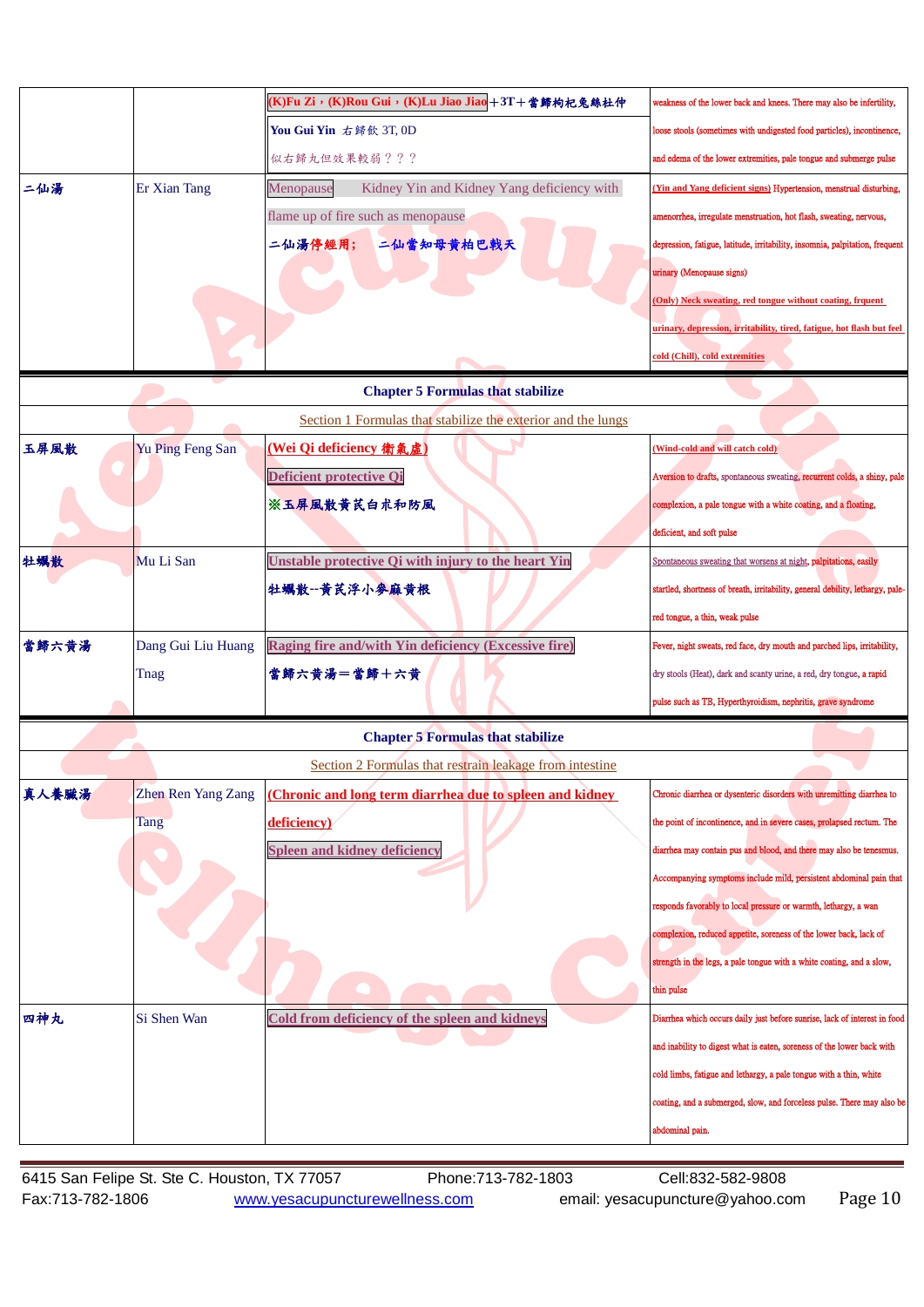| | | | |
|---|---|---|---|
| | | (K)Fu Zi，(K)Rou Gui，(K)Lu Jiao Jiao+3T+當歸枸杞兔絲杜仲<br>You Gui Yin 右歸飲 3T, 0D<br>似右歸丸但效果較弱？？？ | weakness of the lower back and knees. There may also be infertility, loose stools (sometimes with undigested food particles), incontinence, and edema of the lower extremities, pale tongue and submerge pulse |
| 二仙湯 | Er Xian Tang | Menopause Kidney Yin and Kidney Yang deficiency with flame up of fire such as menopause<br>二仙湯停經用; 二仙當知母黃柏巴戟天 | (Yin and Yang deficient signs) Hypertension, menstrual disturbing, amenorrhea, irregulate menstruation, hot flash, sweating, nervous, depression, fatigue, latitude, irritability, insomnia, palpitation, frequent urinary (Menopause signs)<br>(Only) Neck sweating, red tongue without coating, frqurent urinary, depression, irritability, tired, fatigue, hot flash but feel cold (Chill), cold extremities |

**Chapter 5 Formulas that stabilize**

Section 1 Formulas that stabilize the exterior and the lungs

| | | | |
|---|---|---|---|
| 玉屏風散 | Yu Ping Feng San | (Wei Qi deficiency 衛氣虛)<br>Deficient protective Qi<br>※玉屏風散黃芪白朮和防風 | (Wind-cold and will catch cold)<br>Aversion to drafts, spontaneous sweating, recurrent colds, a shiny, pale complexion, a pale tongue with a white coating, and a floating, deficient, and soft pulse |
| 牡蠣散 | Mu Li San | Unstable protective Qi with injury to the heart Yin<br>牡蠣散--黃芪浮小麥麻黃根 | Spontaneous sweating that worsens at night, palpitations, easily startled, shortness of breath, irritability, general debility, lethargy, pale-red tongue, a thin, weak pulse |
| 當歸六黃湯 | Dang Gui Liu Huang Tnag | Raging fire and/with Yin deficiency (Excessive fire)<br>當歸六黃湯=當歸+六黃 | Fever, night sweats, red face, dry mouth and parched lips, irritability, dry stools (Heat), dark and scanty urine, a red, dry tongue, a rapid pulse such as TB, Hyperthyroidism, nephritis, grave syndrome |

**Chapter 5 Formulas that stabilize**

Section 2 Formulas that restrain leakage from intestine

| | | | |
|---|---|---|---|
| 真人養臟湯 | Zhen Ren Yang Zang Tang | (Chronic and long term diarrhea due to spleen and kidney deficiency)<br>Spleen and kidney deficiency | Chronic diarrhea or dysenteric disorders with unremitting diarrhea to the point of incontinence, and in severe cases, prolapsed rectum. The diarrhea may contain pus and blood, and there may also be tenesmus. Accompanying symptoms include mild, persistent abdominal pain that responds favorably to local pressure or warmth, lethargy, a wan complexion, reduced appetite, soreness of the lower back, lack of strength in the legs, a pale tongue with a white coating, and a slow, thin pulse |
| 四神丸 | Si Shen Wan | Cold from deficiency of the spleen and kidneys | Diarrhea which occurs daily just before sunrise, lack of interest in food and inability to digest what is eaten, soreness of the lower back with cold limbs, fatigue and lethargy, a pale tongue with a thin, white coating, and a submerged, slow, and forceless pulse. There may also be abdominal pain. |

6415 San Felipe St. Ste C. Houston, TX 77057 Phone:713-782-1803 Cell:832-582-9808
Fax:713-782-1806 www.yesacupuncturewellness.com email: yesacupuncture@yahoo.com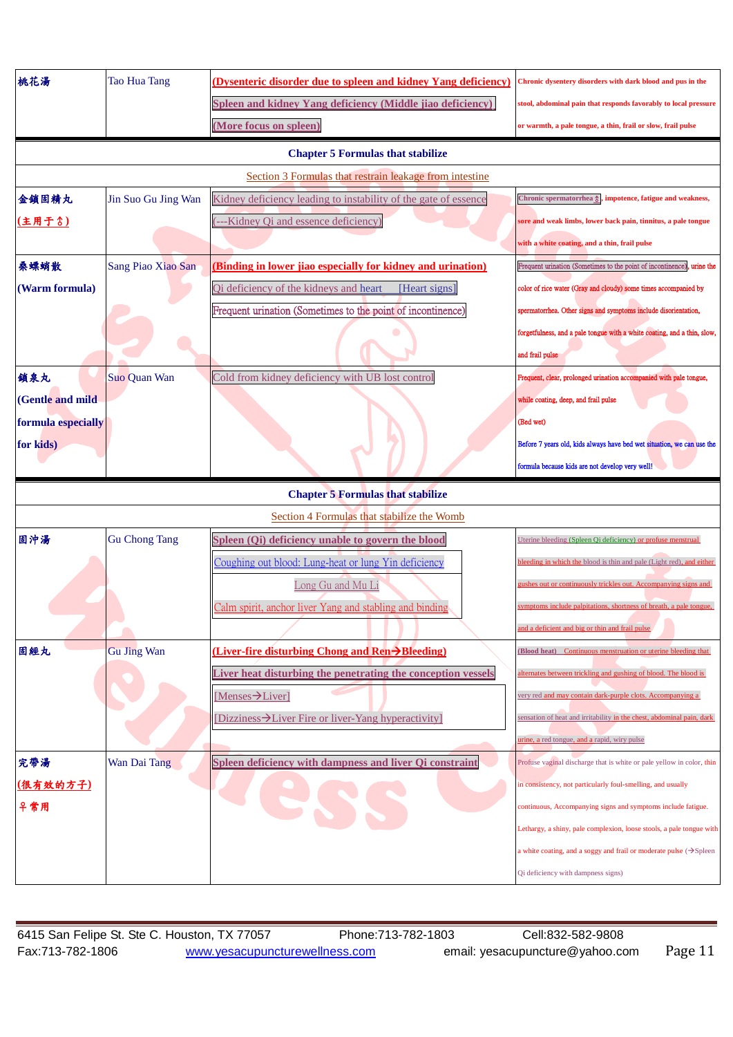| | | | |
|---|---|---|---|
| 桃花湯 | Tao Hua Tang | (Dysenteric disorder due to spleen and kidney Yang deficiency) Spleen and kidney Yang deficiency (Middle jiao deficiency) (More focus on spleen) | Chronic dysentery disorders with dark blood and pus in the stool, abdominal pain that responds favorably to local pressure or warmth, a pale tongue, a thin, frail or slow, frail pulse |
| **Chapter 5 Formulas that stabilize** | | | |
| Section 3 Formulas that restrain leakage from intestine | | | |
| 金鎖固精丸 (主用于♂) | Jin Suo Gu Jing Wan | Kidney deficiency leading to instability of the gate of essence (---Kidney Qi and essence deficiency) | Chronic spermatorrhea ♂, impotence, fatigue and weakness, sore and weak limbs, lower back pain, tinnitus, a pale tongue with a white coating, and a thin, frail pulse |
| 桑螵蛸散 (Warm formula) | Sang Piao Xiao San | (Binding in lower jiao especially for kidney and urination) Qi deficiency of the kidneys and heart [Heart signs] Frequent urination (Sometimes to the point of incontinence) | Frequent urination (Sometimes to the point of incontinence), urine the color of rice water (Gray and cloudy) some times accompanied by spermatorrhea. Other signs and symptoms include disorientation, forgetfulness, and a pale tongue with a white coating, and a thin, slow, and frail pulse |
| 鎖泉丸 (Gentle and mild formula especially for kids) | Suo Quan Wan | Cold from kidney deficiency with UB lost control | Frequent, clear, prolonged urination accompanied with pale tongue, while coating, deep, and frail pulse (Bed wet) Before 7 years old, kids always have bed wet situation, we can use the formula because kids are not develop very well! |
| **Chapter 5 Formulas that stabilize** | | | |
| Section 4 Formulas that stabilize the Womb | | | |
| 固沖湯 | Gu Chong Tang | Spleen (Qi) deficiency unable to govern the blood Coughing out blood: Lung-heat or lung Yin deficiency Long Gu and Mu Li Calm spirit, anchor liver Yang and stabling and binding | Uterine bleeding (Spleen Qi deficiency) or profuse menstrual bleeding in which the blood is thin and pale (Light red), and either gushes out or continuously trickles out. Accompanying signs and symptoms include palpitations, shortness of breath, a pale tongue, and a deficient and big or thin and frail pulse |
| 固經丸 | Gu Jing Wan | (Liver-fire disturbing Chong and Ren→Bleeding) Liver heat disturbing the penetrating the conception vessels [Menses→Liver] [Dizziness→Liver Fire or liver-Yang hyperactivity] | (Blood heat) Continuous menstruation or uterine bleeding that alternates between trickling and gushing of blood. The blood is very red and may contain dark-purple clots. Accompanying a sensation of heat and irritability in the chest, abdominal pain, dark urine, a red tongue, and a rapid, wiry pulse |
| 完帶湯 (很有效的方子) ♀常用 | Wan Dai Tang | Spleen deficiency with dampness and liver Qi constraint | Profuse vaginal discharge that is white or pale yellow in color, thin in consistency, not particularly foul-smelling, and usually continuous, Accompanying signs and symptoms include fatigue. Lethargy, a shiny, pale complexion, loose stools, a pale tongue with a white coating, and a soggy and frail or moderate pulse (→Spleen Qi deficiency with dampness signs) |

6415 San Felipe St. Ste C. Houston, TX 77057 Phone:713-782-1803 Cell:832-582-9808
Fax:713-782-1806 www.yesacupuncturewellness.com email: yesacupuncture@yahoo.com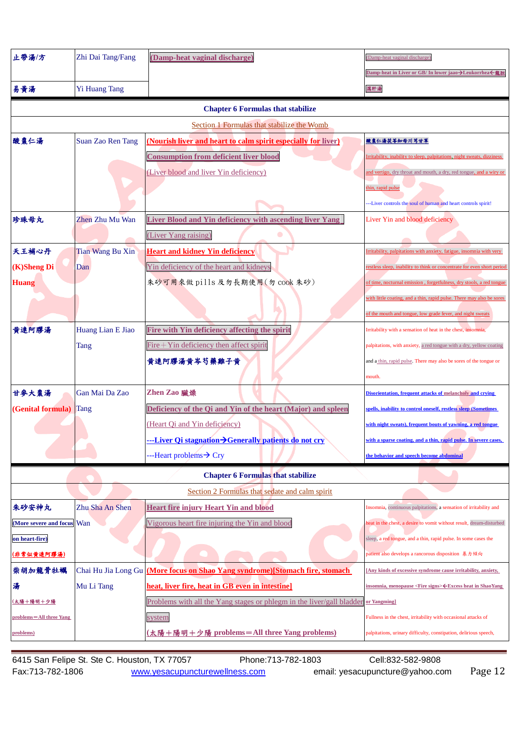| | | | |
|---|---|---|---|
| 止帶湯/方 | Zhi Dai Tang/Fang | (Damp-heat vaginal discharge) | (Damp-heat vaginal discharge)<br>Damp-heat in Liver or GB/ In lower jaao→Leukorrhea←龍膽 |
| 易黃湯 | Yi Huang Tang | | 瀉肝湯 |

| | | | |
|---|---|---|---|
| **Chapter 6 Formulas that stabilize** | | | |
| Section 1 Formulas that stabilize the Womb | | | |
| 酸棗仁湯 | Suan Zao Ren Tang | (Nourish liver and heart to calm spirit especially for liver)<br>Consumption from deficient liver blood<br>(Liver blood and liver Yin deficiency) | 酸棗仁湯茯苓知母川芎甘草<br>Irritability, inability to sleep, palpitations, night sweats, dizziness and vertigo, dry throat and mouth, a dry, red tongue, and a wiry or thin, rapid pulse<br>---Liver controls the soul of human and heart controls spirit! |
| 珍珠母丸 | Zhen Zhu Mu Wan | Liver Blood and Yin deficiency with ascending liver Yang<br>(Liver Yang raising) | Liver Yin and blood deficiency |
| 天王補心丹<br>(K)Sheng Di Huang | Tian Wang Bu Xin Dan | Heart and kidney Yin deficiency<br>Yin deficiency of the heart and kidneys<br>朱砂可用來做 pills 及勿長期使用(勿 cook 朱砂) | Irritability, palpitations with anxiety, fatigue, insomnia with very restless sleep, inability to think or concentrate for even short period of time, nocturnal emission, forgetfulness, dry stools, a red tongue with little coating, and a thin, rapid pulse. There may also be sores of the mouth and tongue, low grade fever, and night sweats |
| 黃連阿膠湯 | Huang Lian E Jiao Tang | Fire with Yin deficiency affecting the spirit<br>Fire+Yin deficiency then affect spirit<br>黃連阿膠湯黃芩芍藥雞子黃 | Irritability with a sensation of heat in the chest, insomnia, palpitations, with anxiety, a red tongue with a dry, yellow coating and a thin, rapid pulse. There may also be sores of the tongue or mouth. |
| 甘麥大棗湯<br>(Genital formula) | Gan Mai Da Zao Tang | Zhen Zao 臟燥<br>Deficiency of the Qi and Yin of the heart (Major) and spleen<br>(Heart Qi and Yin deficiency)<br>---Liver Qi stagnation→Generally patients do not cry<br>---Heart problems→ Cry | Disorientation, frequent attacks of melancholy and crying spells, inability to control oneself, restless sleep (Sometimes with night sweats), frequent bouts of yawning, a red tongue with a sparse coating, and a thin, rapid pulse. In severe cases, the behavior and speech become abdominal |
| **Chapter 6 Formulas that stabilize** | | | |
| Section 2 Formulas that sedate and calm spirit | | | |
| 朱砂安神丸<br>(More severe and focus on heart-fire)<br>(非常似黃連阿膠湯) | Zhu Sha An Shen Wan | Heart fire injury Heart Yin and blood<br>Vigorous heart fire injuring the Yin and blood | Insomnia, continuous palpitations, a sensation of irritability and heat in the chest, a desire to vomit without result, dream-disturbed sleep, a red tongue, and a thin, rapid pulse. In some cases the patient also develops a rancorous disposition 暴力傾向 |
| 柴胡加龍骨牡蠣湯<br>(太陽+陽明+少陽 problems=All three Yang problems) | Chai Hu Jia Long Gu Mu Li Tang | (More focus on Shao Yang syndrome)[Stomach fire, stomach heat, liver fire, heat in GB even in intestine]<br>Problems with all the Yang stages or phlegm in the liver/gall bladder system<br>(太陽+陽明+少陽 problems=All three Yang problems) | [Any kinds of excessive syndrome cause irritability, anxiety, insomnia, menopause <Fire signs>←Excess heat in ShaoYang or Yangming]<br>Fullness in the chest, irritability with occasional attacks of palpitations, urinary difficulty, constipation, delirious speech, |

6415 San Felipe St. Ste C. Houston, TX 77057 Phone:713-782-1803 Cell:832-582-9808
Fax:713-782-1806 www.yesacupuncturewellness.com email: yesacupuncture@yahoo.com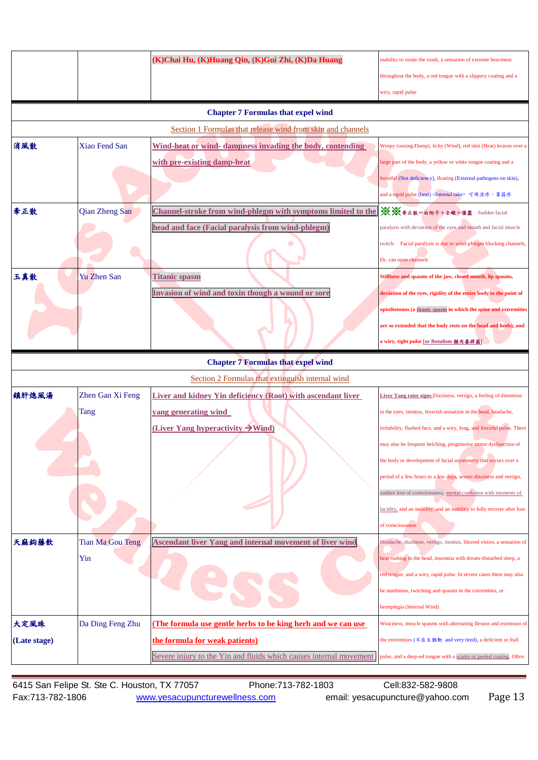| | | | |
|---|---|---|---|
| | | (K)Chai Hu, (K)Huang Qin, (K)Gui Zhi, (K)Da Huang | inability to rotate the trunk, a sensation of extreme heaviness throughout the body, a red tongue with a slippery coating and a wiry, rapid pulse |
| | | **Chapter 7 Formulas that expel wind** | |
| | | Section 1 Formulas that release wind from skin and channels | |
| 消風散 | Xiao Fend San | Wind-heat or wind- dampness invading the body, contending with pre-existing damp-heat | Weepy (oozing/Damp), itchy (Wind), red skin (Heat) lesions over a large part of the body, a yellow or white tongue coating and a forceful (Not deficiency), floating (External pathogens on skin), and a rapid pulse (heat) <Internal take> 可用溼疹，蕁麻疹 |
| 牽正散 | Qian Zheng San | Channel-stroke from wind-phlegm with symptoms limited to the head and face (Facial paralysis from wind-phlegm) | ※※牽正散＝白附子＋全蠍＋僵蠶 Sudden facial paralysis with deviation of the eyes and mouth and facial muscle twitch. Facial paralysis is due to wind-phlegm blocking channels, Dr. can open channels |
| 玉真散 | Yu Zhen San | Titanic spasm<br>Invasion of wind and toxin though a wound or sore | **Stiffness and spasms of the jaw, closed mouth, lip spasms, deviation of the eyes, rigidity of the entire body to the point of opisthotonos (a titanic spasm in which the spine and extremities are so extended that the body rests on the head and heels), and a wiry, tight pulse [or Botulism 類肉毒桿菌]** |
| | | **Chapter 7 Formulas that expel wind** | |
| | | Section 2 Formulas that extinguish internal wind | |
| 鎮肝熄風湯 | Zhen Gan Xi Feng Tang | Liver and kidney Yin deficiency (Root) with ascendant liver yang generating wind<br>(Liver Yang hyperactivity →Wind) | Liver Yang raise signs Dizziness, vertigo, a feeling of distention in the eyes, tinnitus, feverish sensation in the head, headache, irritability, flushed face, and a wiry, long, and forceful pulse. There may also be frequent belching, progressive motor dysfunction of the body or development of facial asymmetry that occurs over a period of a few hours to a few days, severe dizziness and vertigo, sudden loss of consciousness, mental confusion with moments of lucidity, and an inability, and an inability to fully recover after loss of consciousness |
| 天麻鈎藤飲 | Tian Ma Gou Teng Yin | Ascendant liver Yang and internal movement of liver wind | Headache, dizziness, vertigo, tinnitus, blurred vision, a sensation of heat rushing to the head, insomnia with dream-disturbed sleep, a red tongue, and a wiry, rapid pulse. In severe cases there may also be numbness, twitching and spasms in the extremities, or hemiplegia (Internal Wind) |
| 大定風珠<br>(Late stage) | Da Ding Feng Zhu | (The formula use gentle herbs to be king herb and we can use the formula for weak patients)<br>Severe injury to the Yin and fluids which causes internal movement | Weariness, muscle spasms with alternating flexion and extension of the extremities (不自主顫動 and very tired), a deficient or frail pulse, and a deep-ed tongue with a scanty or peeled coating. Often |

6415 San Felipe St. Ste C. Houston, TX 77057 Phone:713-782-1803 Cell:832-582-9808
Fax:713-782-1806 www.yesacupuncturewellness.com email: yesacupuncture@yahoo.com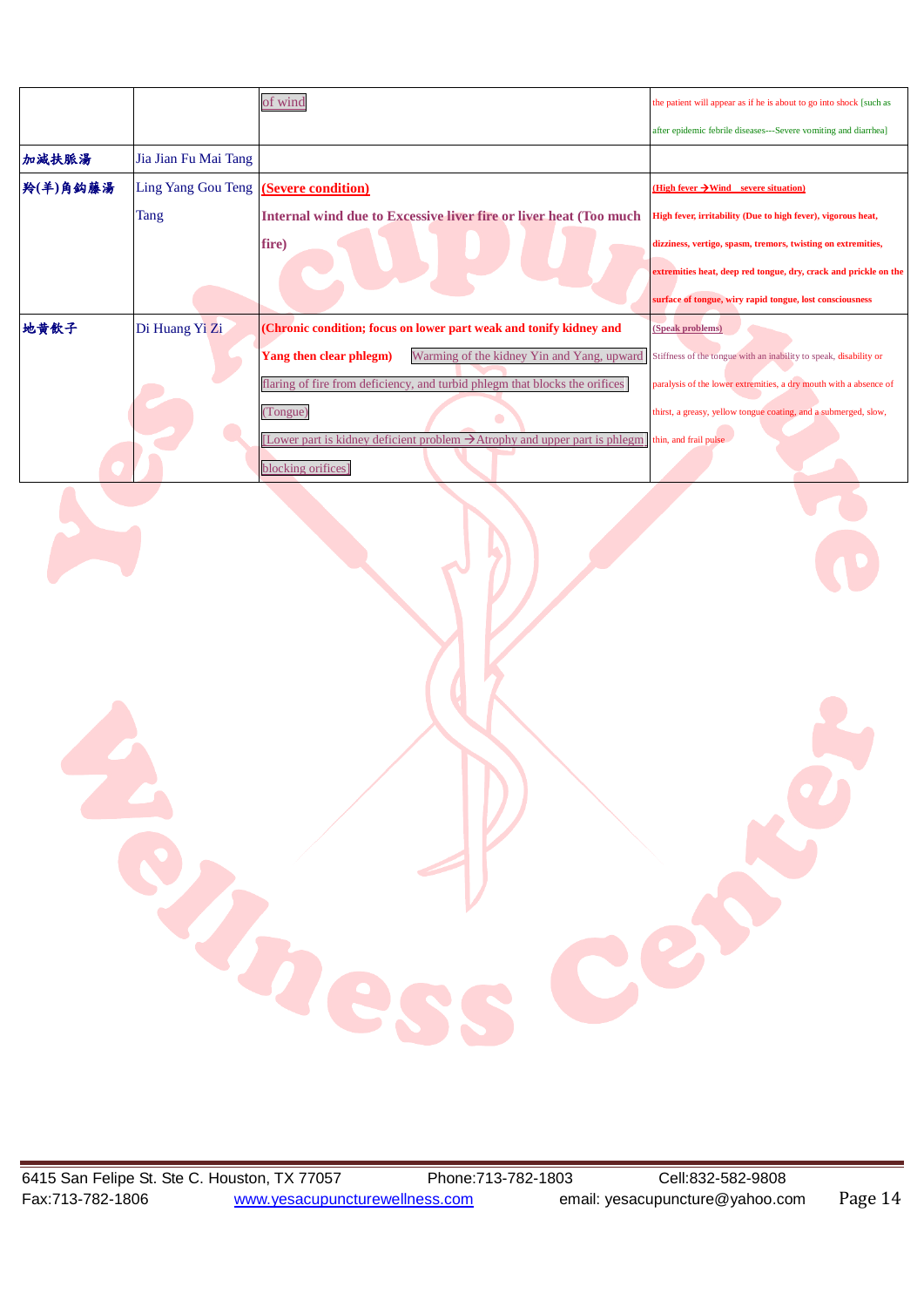| | | | |
|---|---|---|---|
| | | of wind | the patient will appear as if he is about to go into shock [such as after epidemic febrile diseases---Severe vomiting and diarrhea] |
| 加減扶脈湯 | Jia Jian Fu Mai Tang | | |
| 羚(羊)角鈎藤湯 | Ling Yang Gou Teng Tang | **(Severe condition)** **Internal wind due to Excessive liver fire or liver heat (Too much fire)** | **(High fever →Wind severe situation)** **High fever, irritability (Due to high fever), vigorous heat, dizziness, vertigo, spasm, tremors, twisting on extremities, extremities heat, deep red tongue, dry, crack and prickle on the surface of tongue, wiry rapid tongue, lost consciousness** |
| 地黄飲子 | Di Huang Yi Zi | **(Chronic condition; focus on lower part weak and tonify kidney and Yang then clear phlegm)** Warming of the kidney Yin and Yang, upward flaring of fire from deficiency, and turbid phlegm that blocks the orifices (Tongue) [Lower part is kidney deficient problem →Atrophy and upper part is phlegm blocking orifices] | **(Speak problems)** Stiffness of the tongue with an inability to speak, disability or paralysis of the lower extremities, a dry mouth with a absence of thirst, a greasy, yellow tongue coating, and a submerged, slow, thin, and frail pulse |

6415 San Felipe St. Ste C. Houston, TX 77057 Phone:713-782-1803 Cell:832-582-9808
Fax:713-782-1806 www.yesacupuncturewellness.com email: yesacupuncture@yahoo.com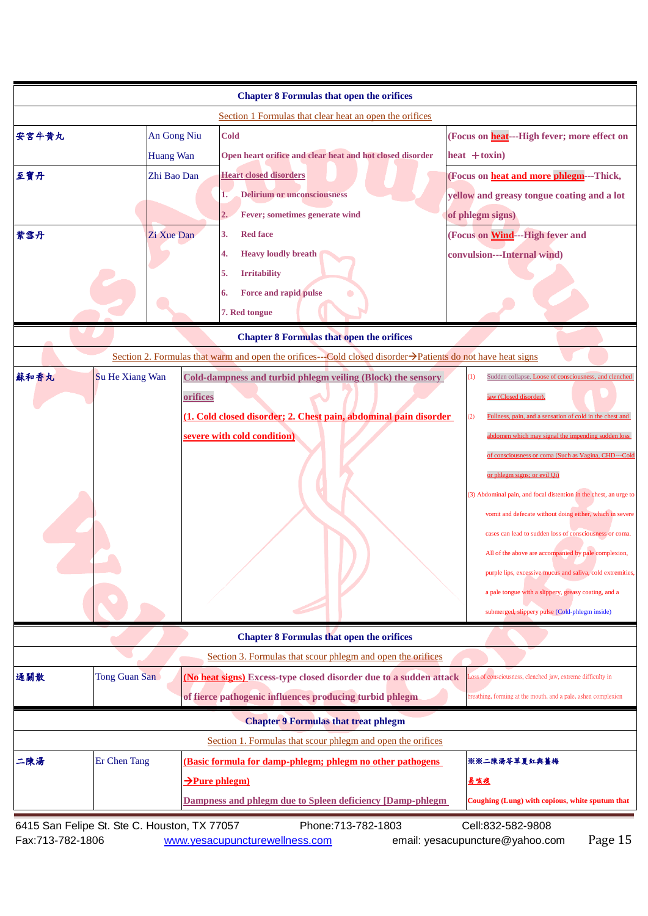| | | | |
|---|---|---|---|
| **Chapter 8 Formulas that open the orifices** | | | |
| Section 1 Formulas that clear heat an open the orifices | | | |
| **安宮牛黃丸** | An Gong Niu Huang Wan | **Cold**<br>**Open heart orifice and clear heat and hot closed disorder** | **(Focus on heat---High fever; more effect on heat ＋toxin)** |
| **至寶丹** | Zhi Bao Dan | **Heart closed disorders**<br>**1. Delirium or unconsciousness**<br>**2. Fever; sometimes generate wind** | **(Focus on heat and more phlegm---Thick, yellow and greasy tongue coating and a lot of phlegm signs)** |
| **紫雪丹** | Zi Xue Dan | **3. Red face**<br>**4. Heavy loudly breath**<br>**5. Irritability**<br>**6. Force and rapid pulse**<br>**7. Red tongue** | **(Focus on Wind---High fever and convulsion---Internal wind)** |
| **Chapter 8 Formulas that open the orifices** | | | |
| Section 2. Formulas that warm and open the orifices---Cold closed disorder→Patients do not have heat signs | | | |
| **蘇和香丸** | Su He Xiang Wan | **Cold-dampness and turbid phlegm veiling (Block) the sensory orifices**<br>**(1. Cold closed disorder; 2. Chest pain, abdominal pain disorder severe with cold condition)** | (1) Sudden collapse. Loose of consciousness, and clenched jaw (Closed disorder).<br>(2) Fullness, pain, and a sensation of cold in the chest and abdomen which may signal the impending sudden loss of consciousness or coma (Such as Vagina, CHD---Cold or phlegm signs; or evil Qi)<br>(3) Abdominal pain, and focal distention in the chest, an urge to vomit and defecate without doing either, which in severe cases can lead to sudden loss of consciousness or coma. All of the above are accompanied by pale complexion, purple lips, excessive mucus and saliva, cold extremities, a pale tongue with a slippery, greasy coating, and a submerged, slippery pulse (Cold-phlegm inside) |
| **Chapter 8 Formulas that open the orifices** | | | |
| Section 3. Formulas that scour phlegm and open the orifices | | | |
| **通關散** | Tong Guan San | **(No heat signs) Excess-type closed disorder due to a sudden attack of fierce pathogenic influences producing turbid phlegm** | Loss of consciousness, clenched jaw, extreme difficulty in breathing, forming at the mouth, and a pale, ashen complexion |
| **Chapter 9 Formulas that treat phlegm** | | | |
| Section 1. Formulas that scour phlegm and open the orifices | | | |
| **二陳湯** | Er Chen Tang | **(Basic formula for damp-phlegm; phlegm no other pathogens →Pure phlegm)**<br>**Dampness and phlegm due to Spleen deficiency [Damp-phlegm** | **※※二陳湯苓草夏紅與薑梅**<br>**易咳痰**<br>**Coughing (Lung) with copious, white sputum that** |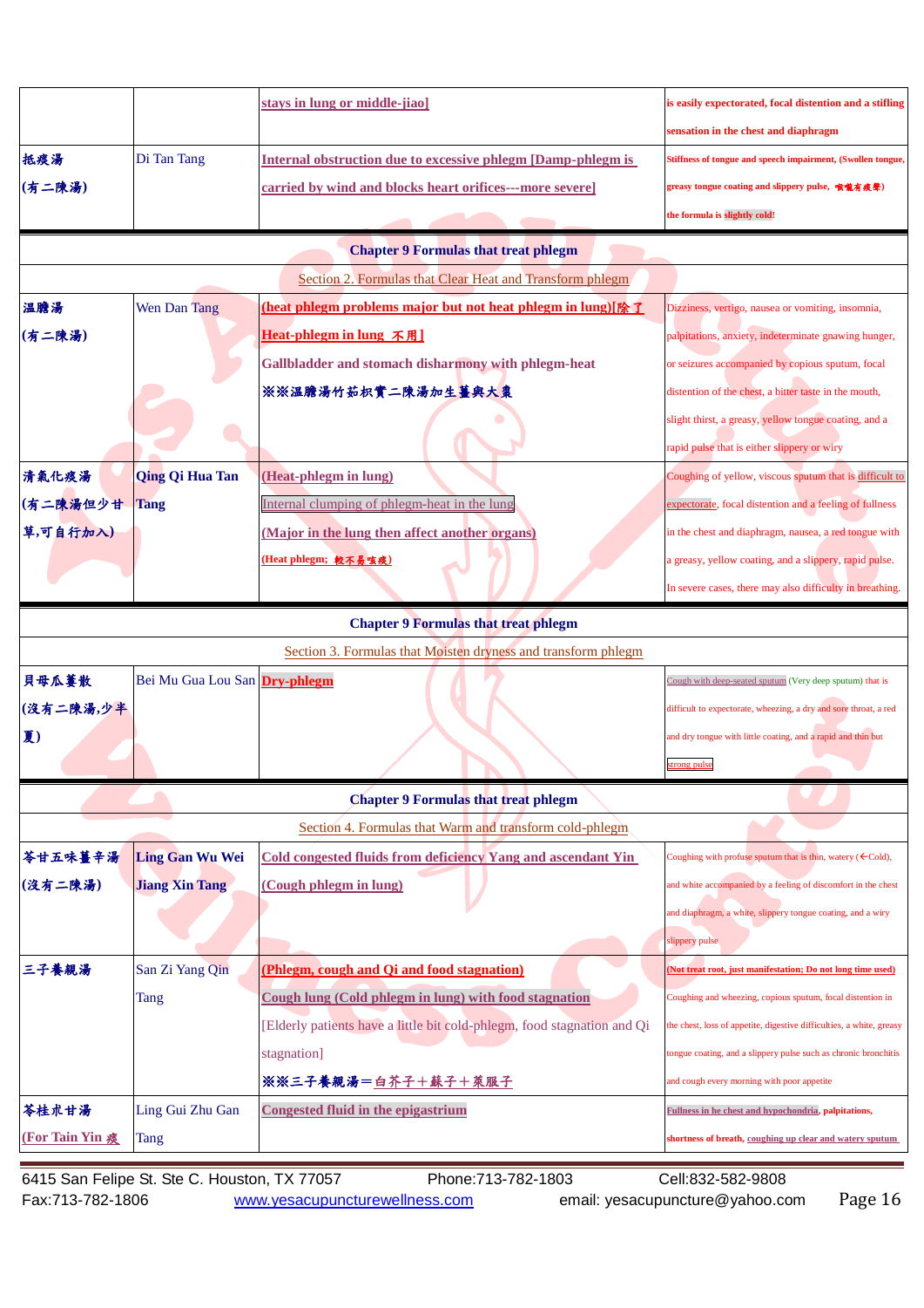| | | | |
|---|---|---|---|
| | | stays in lung or middle-jiao] | is easily expectorated, focal distention and a stifling sensation in the chest and diaphragm |
| 滌痰湯 (有二陳湯) | Di Tan Tang | Internal obstruction due to excessive phlegm [Damp-phlegm is carried by wind and blocks heart orifices---more severe] | Stiffness of tongue and speech impairment, (Swollen tongue, greasy tongue coating and slippery pulse, 喉嚨有痰聲) the formula is slightly cold! |
| **Chapter 9 Formulas that treat phlegm** | | | |
| Section 2. Formulas that Clear Heat and Transform phlegm | | | |
| 溫膽湯 (有二陳湯) | Wen Dan Tang | (heat phlegm problems major but not heat phlegm in lung)[除了 Heat-phlegm in lung 不用] Gallbladder and stomach disharmony with phlegm-heat ※※溫膽湯竹茹枳實二陳湯加生薑與大棗 | Dizziness, vertigo, nausea or vomiting, insomnia, palpitations, anxiety, indeterminate gnawing hunger, or seizures accompanied by copious sputum, focal distention of the chest, a bitter taste in the mouth, slight thirst, a greasy, yellow tongue coating, and a rapid pulse that is either slippery or wiry |
| 清氣化痰湯 (有二陳湯但少甘草,可自行加入) | **Qing Qi Hua Tan Tang** | (Heat-phlegm in lung) Internal clumping of phlegm-heat in the lung (Major in the lung then affect another organs) (Heat phlegm; 較不易咳痰) | Coughing of yellow, viscous sputum that is difficult to expectorate, focal distention and a feeling of fullness in the chest and diaphragm, nausea, a red tongue with a greasy, yellow coating, and a slippery, rapid pulse. In severe cases, there may also difficulty in breathing. |
| **Chapter 9 Formulas that treat phlegm** | | | |
| Section 3. Formulas that Moisten dryness and transform phlegm | | | |
| 貝母瓜蔞散 (沒有二陳湯,少半夏) | Bei Mu Gua Lou San | Dry-phlegm | Cough with deep-seated sputum (Very deep sputum) that is difficult to expectorate, wheezing, a dry and sore throat, a red and dry tongue with little coating, and a rapid and thin but strong pulse |
| **Chapter 9 Formulas that treat phlegm** | | | |
| Section 4. Formulas that Warm and transform cold-phlegm | | | |
| 苓甘五味薑辛湯 (沒有二陳湯) | **Ling Gan Wu Wei Jiang Xin Tang** | Cold congested fluids from deficiency Yang and ascendant Yin (Cough phlegm in lung) | Coughing with profuse sputum that is thin, watery (←Cold), and white accompanied by a feeling of discomfort in the chest and diaphragm, a white, slippery tongue coating, and a wiry slippery pulse |
| 三子養親湯 | San Zi Yang Qin Tang | (Phlegm, cough and Qi and food stagnation) Cough lung (Cold phlegm in lung) with food stagnation [Elderly patients have a little bit cold-phlegm, food stagnation and Qi stagnation] ※※三子養親湯=白芥子+蘇子+萊服子 | (Not treat root, just manifestation; Do not long time used) Coughing and wheezing, copious sputum, focal distention in the chest, loss of appetite, digestive difficulties, a white, greasy tongue coating, and a slippery pulse such as chronic bronchitis and cough every morning with poor appetite |
| 苓桂朮甘湯 (For Tain Yin 痰 | Ling Gui Zhu Gan Tang | Congested fluid in the epigastrium | Fullness in he chest and hypochondria, palpitations, shortness of breath, coughing up clear and watery sputum |

6415 San Felipe St. Ste C. Houston, TX 77057 Phone:713-782-1803 Cell:832-582-9808
Fax:713-782-1806 www.yesacupuncturewellness.com email: yesacupuncture@yahoo.com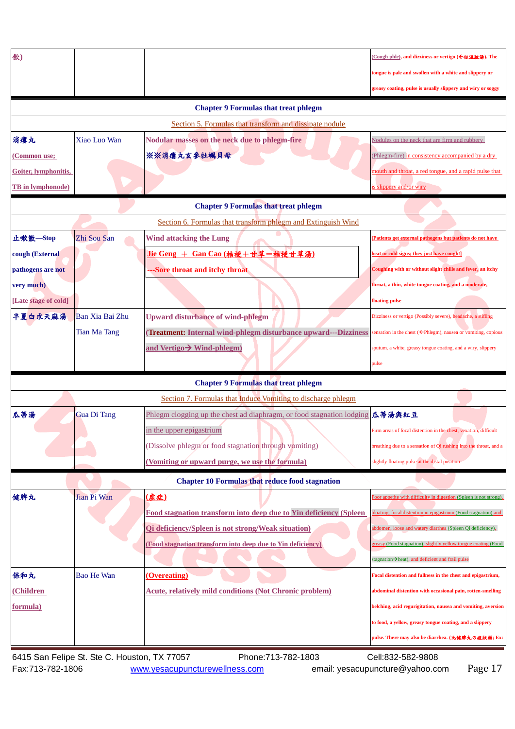| 飲) | | | (Cough phle), and dizziness or vertigo (←似溫膽湯). The tongue is pale and swollen with a white and slippery or greasy coating, pulse is usually slippery and wiry or soggy |
|---|---|---|---|
| **Chapter 9 Formulas that treat phlegm** | | | |
| Section 5. Formulas that transform and dissipate nodule | | | |
| **消瘰丸** **(Common use; Goiter, lymphonitis, TB in lymphonode)** | Xiao Luo Wan | **Nodular masses on the neck due to phlegm-fire** **※※消瘰丸玄參牡蠣貝母** | Nodules on the neck that are firm and rubbery (Phlegm-fire) in consistency accompanied by a dry mouth and throat, a red tongue, and a rapid pulse that is slippery and/or wiry |
| **Chapter 9 Formulas that treat phlegm** | | | |
| Section 6. Formulas that transform phlegm and Extinguish Wind | | | |
| **止嗽散—Stop cough (External pathogens are not very much)** **[Late stage of cold]** | Zhi Sou San | **Wind attacking the Lung** **Jie Geng ＋ Gan Cao (桔梗＋甘草＝桔梗甘草湯)** **---Sore throat and itchy throat** | **[Patients get external pathogens but patients do not have heat or cold signs; they just have cough!]** **Coughing with or without slight chills and fever, an itchy throat, a thin, white tongue coating, and a moderate, floating pulse** |
| **半夏白朮天麻湯** | Ban Xia Bai Zhu Tian Ma Tang | **Upward disturbance of wind-phlegm** **(Treatment: Internal wind-phlegm disturbance upward---Dizziness and Vertigo→ Wind-phlegm)** | Dizziness or vertigo (Possibly severe), headache, a stifling sensation in the chest (←Phlegm), nausea or vomiting, copious sputum, a white, greasy tongue coating, and a wiry, slippery pulse |
| **Chapter 9 Formulas that treat phlegm** | | | |
| Section 7. Formulas that Induce Vomiting to discharge phlegm | | | |
| **瓜蒂湯** | Gua Di Tang | Phlegm clogging up the chest ad diaphragm, or food stagnation lodging in the upper epigastrium (Dissolve phlegm or food stagnation through vomiting) **(Vomiting or upward purge, we use the formula)** | **瓜蒂湯與紅豆** Firm areas of focal distention in the chest, vexation, difficult breathing due to a sensation of Qi rushing into the throat, and a slightly floating pulse at the distal position |
| **Chapter 10 Formulas that reduce food stagnation** | | | |
| **健脾丸** | Jian Pi Wan | **(虛症)** **Food stagnation transform into deep due to Yin deficiency (Spleen Qi deficiency/Spleen is not strong/Weak situation)** **(Food stagnation transform into deep due to Yin deficiency)** | Poor appetite with difficulty in digestion (Spleen is not strong), bloating, focal distention in epigastrium (Food stagnation) and abdomen, loose and watery diarrhea (Spleen Qi deficiency), greasy (Food stagnation), slightly yellow tongue coating (Food stagnation→heat), and deficient and frail pulse |
| **保和丸** **(Children formula)** | Bao He Wan | **(Overeating)** **Acute, relatively mild conditions (Not Chronic problem)** | **Focal distention and fullness in the chest and epigastrium, abdominal distention with occasional pain, rotten-smelling belching, acid reguritation, nausea and vomiting, aversion to food, a yellow, greasy tongue coating, and a slippery pulse. There may also be diarrhea. (比健脾丸の症狀弱; Ex:** |

6415 San Felipe St. Ste C. Houston, TX 77057 Phone:713-782-1803 Cell:832-582-9808
Fax:713-782-1806 www.yesacupuncturewellness.com email: yesacupuncture@yahoo.com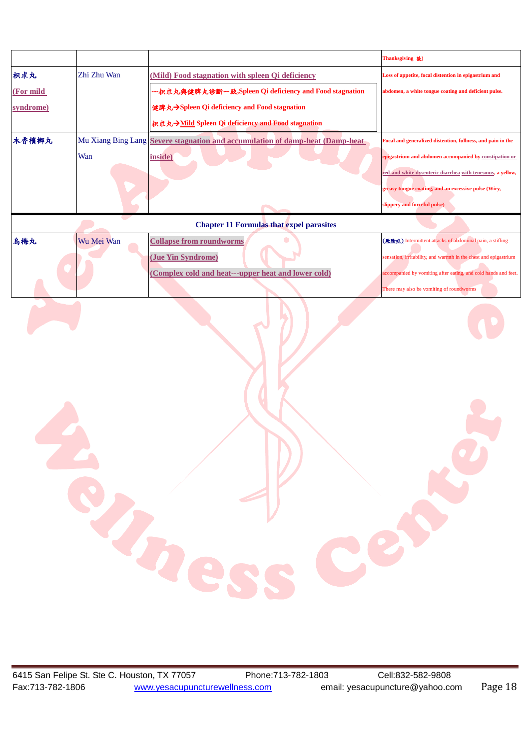| | | | |
|---|---|---|---|
| | | | Thanksgiving 後) |
| 枳朮丸 (For mild syndrome) | Zhi Zhu Wan | (Mild) Food stagnation with spleen Qi deficiency<br>---枳朮丸與健脾丸診斷一致,Spleen Qi deficiency and Food stagnation<br>健脾丸→Spleen Qi deficiency and Food stagnation<br>枳朮丸→Mild Spleen Qi deficiency and Food stagnation | Loss of appetite, focal distention in epigastrium and abdomen, a white tongue coating and deficient pulse. |
| 木香檳榔丸 | Mu Xiang Bing Lang Wan | Severe stagnation and accumulation of damp-heat (Damp-heat inside) | Focal and generalized distention, fullness, and pain in the epigastrium and abdomen accompanied by constipation or red-and white dysenteric diarrhea with tenesmus, a yellow, greasy tongue coating, and an excessive pulse (Wiry, slippery and forceful pulse) |
| **Chapter 11 Formulas that expel parasites** | | | |
| 烏梅丸 | Wu Mei Wan | Collapse from roundworms<br>(Jue Yin Syndrome)<br>(Complex cold and heat---upper heat and lower cold) | (厥陰症) Intermittent attacks of abdominal pain, a stifling sensation, irritability, and warmth in the chest and epigastrium accompanied by vomiting after eating, and cold hands and feet. There may also be vomiting of roundworms |

6415 San Felipe St. Ste C. Houston, TX 77057 Phone:713-782-1803 Cell:832-582-9808
Fax:713-782-1806 www.yesacupuncturewellness.com email: yesacupuncture@yahoo.com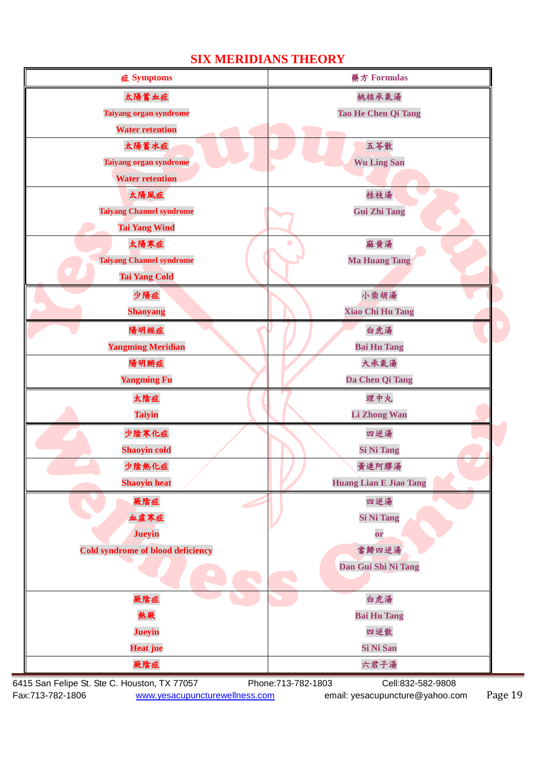# SIX MERIDIANS THEORY

| 症 Symptoms | 藥方 Formulas |
|---|---|
| 太陽蓄血症<br>Taiyang organ syndrome<br>Water retention | 桃核承氣湯<br>Tao He Chen Qi Tang |
| 太陽蓄水症<br>Taiyang organ syndrome<br>Water retention | 五苓散<br>Wu Ling San |
| 太陽風症<br>Taiyang Channel syndrome<br>Tai Yang Wind | 桂枝湯<br>Gui Zhi Tang |
| 太陽寒症<br>Taiyang Channel syndrome<br>Tai Yang Cold | 麻黃湯<br>Ma Huang Tang |
| 少陽症<br>Shaoyang | 小柴胡湯<br>Xiao Chi Hu Tang |
| 陽明經症<br>Yangming Meridian | 白虎湯<br>Bai Hu Tang |
| 陽明腑症<br>Yangming Fu | 大承氣湯<br>Da Chen Qi Tang |
| 太陰症<br>Taiyin | 理中丸<br>Li Zhong Wan |
| 少陰寒化症<br>Shaoyin cold | 四逆湯<br>Si Ni Tang |
| 少陰熱化症<br>Shaoyin heat | 黃連阿膠湯<br>Huang Lian E Jiao Tang |
| 厥陰症<br>血虛寒症<br>Jueyin<br>Cold syndrome of blood deficiency | 四逆湯<br>Si Ni Tang<br>or<br>當歸四逆湯<br>Dan Gui Shi Ni Tang |
| 厥陰症<br>熱厥<br>Jueyin<br>Heat jue | 白虎湯<br>Bai Hu Tang<br>四逆散<br>Si Ni San |
| 厥陰症 | 六君子湯 |

6415 San Felipe St. Ste C. Houston, TX 77057 Phone:713-782-1803 Cell:832-582-9808
Fax:713-782-1806 www.yesacupuncturewellness.com email: yesacupuncture@yahoo.com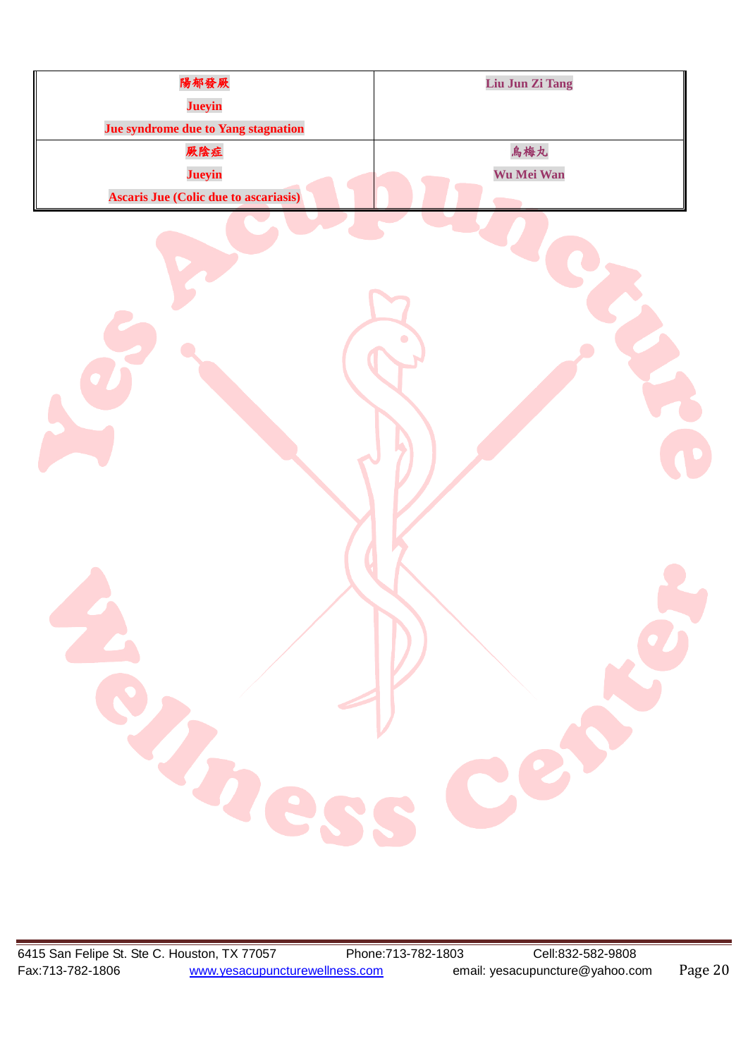| | |
|---|---|
| 陽郁發厥<br>Jueyin<br>Jue syndrome due to Yang stagnation | Liu Jun Zi Tang |
| 厥陰症<br>Jueyin<br>Ascaris Jue (Colic due to ascariasis) | 烏梅丸<br>Wu Mei Wan |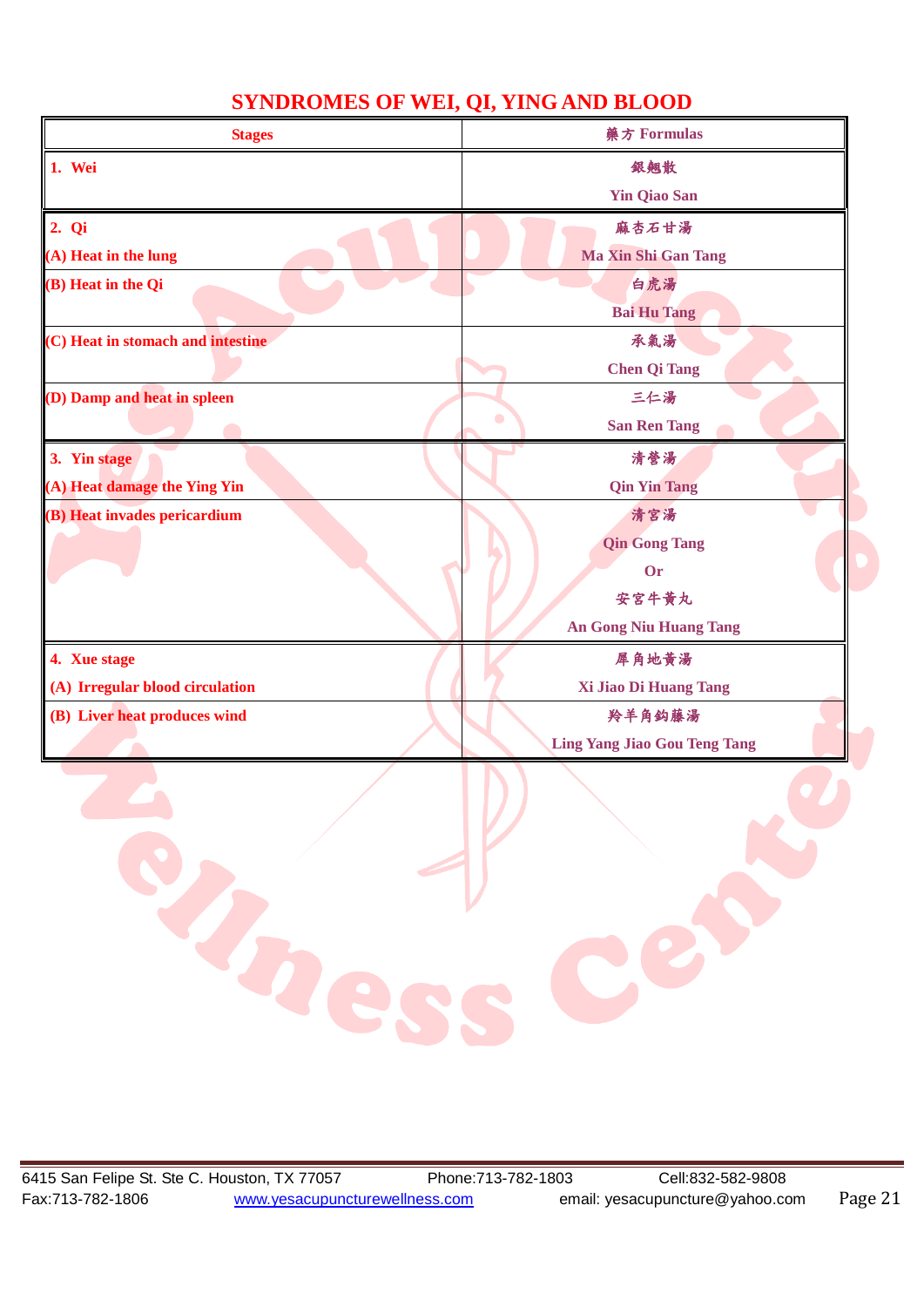# SYNDROMES OF WEI, QI, YING AND BLOOD

| Stages | 藥方 Formulas |
|---|---|
| 1. Wei | 銀翹散<br>Yin Qiao San |
| 2. Qi<br>(A) Heat in the lung | 麻杏石甘湯<br>Ma Xin Shi Gan Tang |
| (B) Heat in the Qi | 白虎湯<br>Bai Hu Tang |
| (C) Heat in stomach and intestine | 承氣湯<br>Chen Qi Tang |
| (D) Damp and heat in spleen | 三仁湯<br>San Ren Tang |
| 3. Yin stage<br>(A) Heat damage the Ying Yin | 清營湯<br>Qin Yin Tang |
| (B) Heat invades pericardium | 清宮湯<br>Qin Gong Tang<br>Or<br>安宮牛黃丸<br>An Gong Niu Huang Tang |
| 4. Xue stage<br>(A) Irregular blood circulation | 犀角地黃湯<br>Xi Jiao Di Huang Tang |
| (B) Liver heat produces wind | 羚羊角鈎藤湯<br>Ling Yang Jiao Gou Teng Tang |